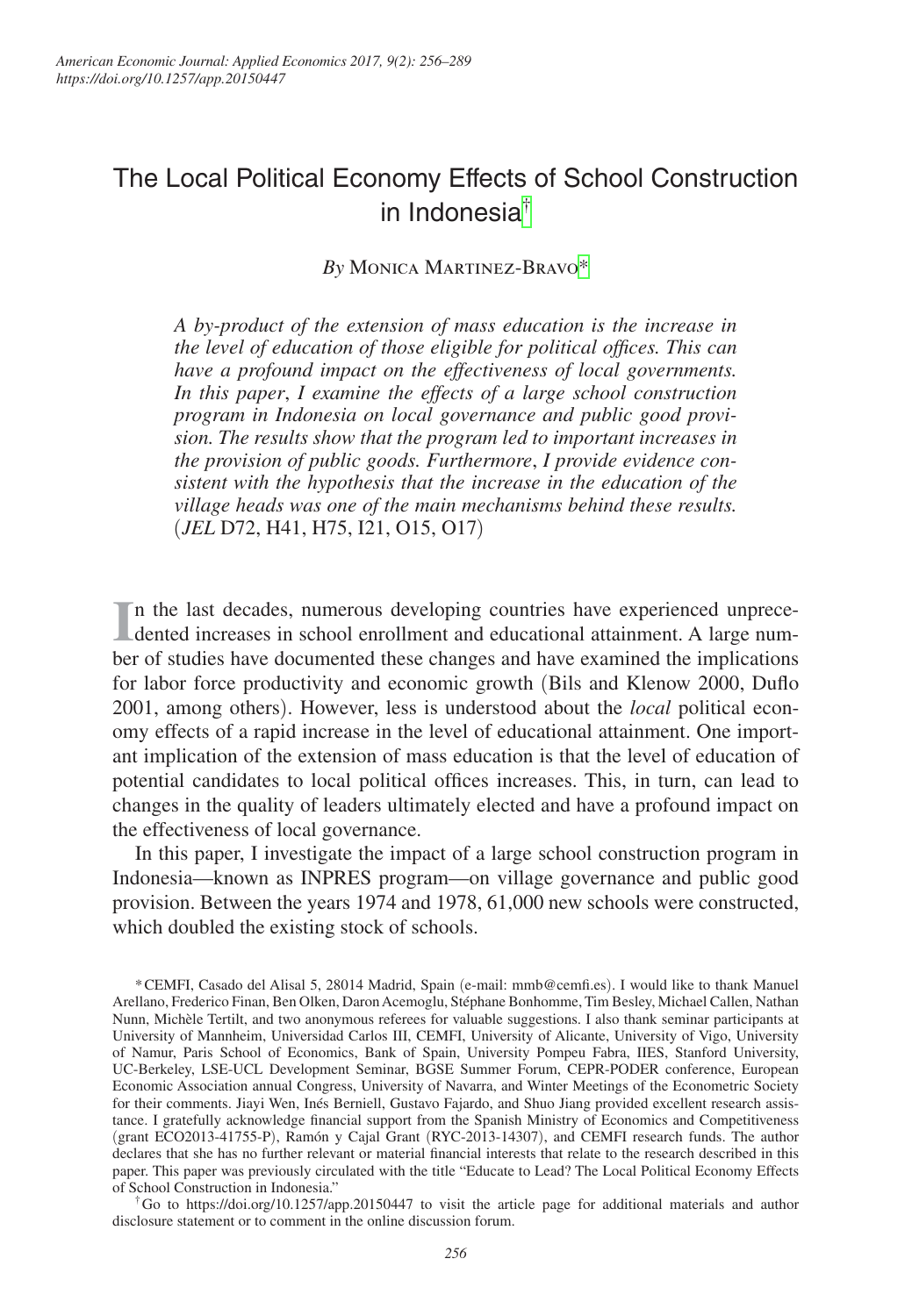# The Local Political Economy Effects of School Construction in Indonesia[†]

*By* Monica Martinez-Bravo[*]

*A by-product of the extension of mass education is the increase in the level of education of those eligible for political offices. This can have a profound impact on the effectiveness of local governments. In this paper, I examine the effects of a large school construction program in Indonesia on local governance and public good provision. The results show that the program led to important increases in the provision of public goods. Furthermore, I provide evidence consistent with the hypothesis that the increase in the education of the village heads was one of the main mechanisms behind these results.* (*JEL* D72, H41, H75, I21, O15, O17)

In the last decades, numerous developing countries have experienced unprecedented increases in school enrollment and educational attainment. A large number of studies have documented these changes and have examined the implications for labor force productivity and economic growth (Bils and Klenow 2000, Duflo 2001, among others). However, less is understood about the *local* political economy effects of a rapid increase in the level of educational attainment. One important implication of the extension of mass education is that the level of education of potential candidates to local political offices increases. This, in turn, can lead to changes in the quality of leaders ultimately elected and have a profound impact on the effectiveness of local governance.

In this paper, I investigate the impact of a large school construction program in Indonesia—known as INPRES program—on village governance and public good provision. Between the years 1974 and 1978, 61,000 new schools were constructed, which doubled the existing stock of schools.

[*] CEMFI, Casado del Alisal 5, 28014 Madrid, Spain (e-mail: mmb@cemfi.es). I would like to thank Manuel Arellano, Frederico Finan, Ben Olken, Daron Acemoglu, Stéphane Bonhomme, Tim Besley, Michael Callen, Nathan Nunn, Michèle Tertilt, and two anonymous referees for valuable suggestions. I also thank seminar participants at University of Mannheim, Universidad Carlos III, CEMFI, University of Alicante, University of Vigo, University of Namur, Paris School of Economics, Bank of Spain, University Pompeu Fabra, IIES, Stanford University, UC-Berkeley, LSE-UCL Development Seminar, BGSE Summer Forum, CEPR-PODER conference, European Economic Association annual Congress, University of Navarra, and Winter Meetings of the Econometric Society for their comments. Jiayi Wen, Inés Berniell, Gustavo Fajardo, and Shuo Jiang provided excellent research assistance. I gratefully acknowledge financial support from the Spanish Ministry of Economics and Competitiveness (grant ECO2013-41755-P), Ramón y Cajal Grant (RYC-2013-14307), and CEMFI research funds. The author declares that she has no further relevant or material financial interests that relate to the research described in this paper. This paper was previously circulated with the title "Educate to Lead? The Local Political Economy Effects of School Construction in Indonesia."

[†] Go to https://doi.org/10.1257/app.20150447 to visit the article page for additional materials and author disclosure statement or to comment in the online discussion forum.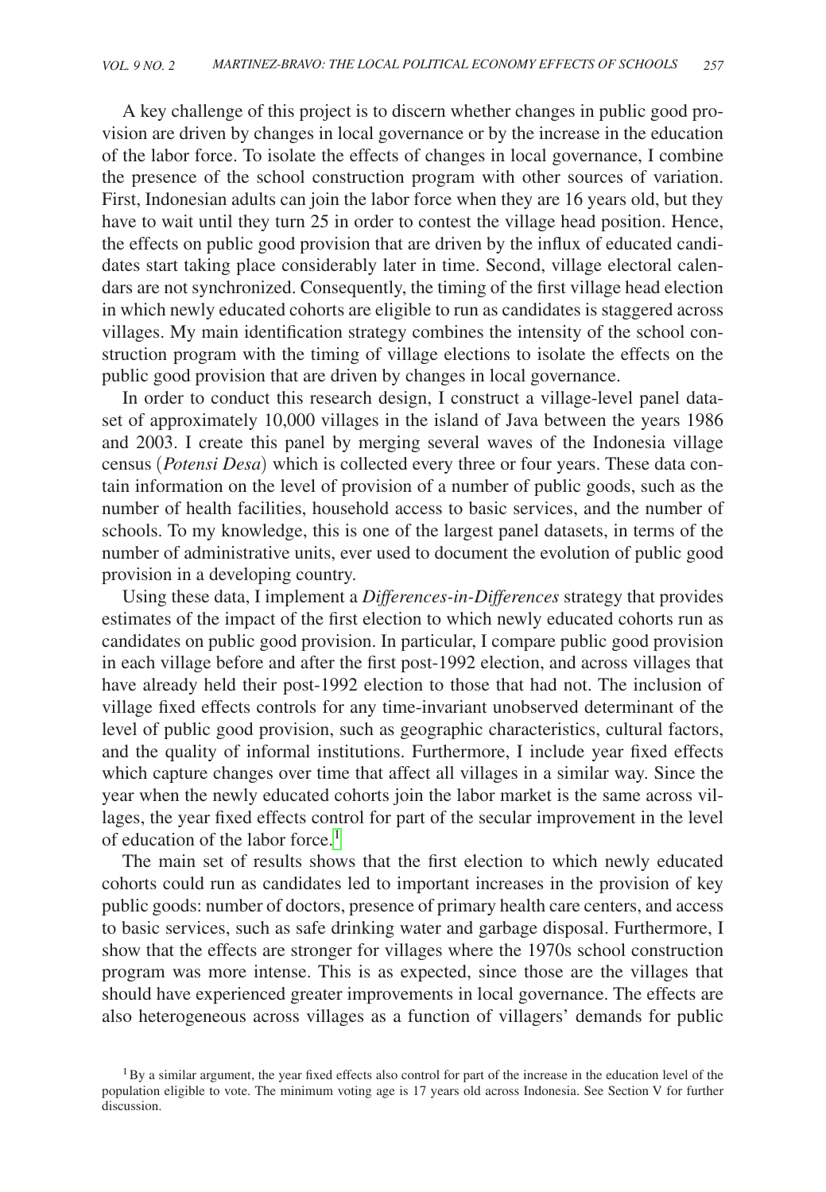A key challenge of this project is to discern whether changes in public good provision are driven by changes in local governance or by the increase in the education of the labor force. To isolate the effects of changes in local governance, I combine the presence of the school construction program with other sources of variation. First, Indonesian adults can join the labor force when they are 16 years old, but they have to wait until they turn 25 in order to contest the village head position. Hence, the effects on public good provision that are driven by the influx of educated candidates start taking place considerably later in time. Second, village electoral calendars are not synchronized. Consequently, the timing of the first village head election in which newly educated cohorts are eligible to run as candidates is staggered across villages. My main identification strategy combines the intensity of the school construction program with the timing of village elections to isolate the effects on the public good provision that are driven by changes in local governance.

In order to conduct this research design, I construct a village-level panel dataset of approximately 10,000 villages in the island of Java between the years 1986 and 2003. I create this panel by merging several waves of the Indonesia village census (*Potensi Desa*) which is collected every three or four years. These data contain information on the level of provision of a number of public goods, such as the number of health facilities, household access to basic services, and the number of schools. To my knowledge, this is one of the largest panel datasets, in terms of the number of administrative units, ever used to document the evolution of public good provision in a developing country.

Using these data, I implement a *Differences-in-Differences* strategy that provides estimates of the impact of the first election to which newly educated cohorts run as candidates on public good provision. In particular, I compare public good provision in each village before and after the first post-1992 election, and across villages that have already held their post-1992 election to those that had not. The inclusion of village fixed effects controls for any time-invariant unobserved determinant of the level of public good provision, such as geographic characteristics, cultural factors, and the quality of informal institutions. Furthermore, I include year fixed effects which capture changes over time that affect all villages in a similar way. Since the year when the newly educated cohorts join the labor market is the same across villages, the year fixed effects control for part of the secular improvement in the level of education of the labor force.[1]

The main set of results shows that the first election to which newly educated cohorts could run as candidates led to important increases in the provision of key public goods: number of doctors, presence of primary health care centers, and access to basic services, such as safe drinking water and garbage disposal. Furthermore, I show that the effects are stronger for villages where the 1970s school construction program was more intense. This is as expected, since those are the villages that should have experienced greater improvements in local governance. The effects are also heterogeneous across villages as a function of villagers' demands for public

[1] By a similar argument, the year fixed effects also control for part of the increase in the education level of the population eligible to vote. The minimum voting age is 17 years old across Indonesia. See Section V for further discussion.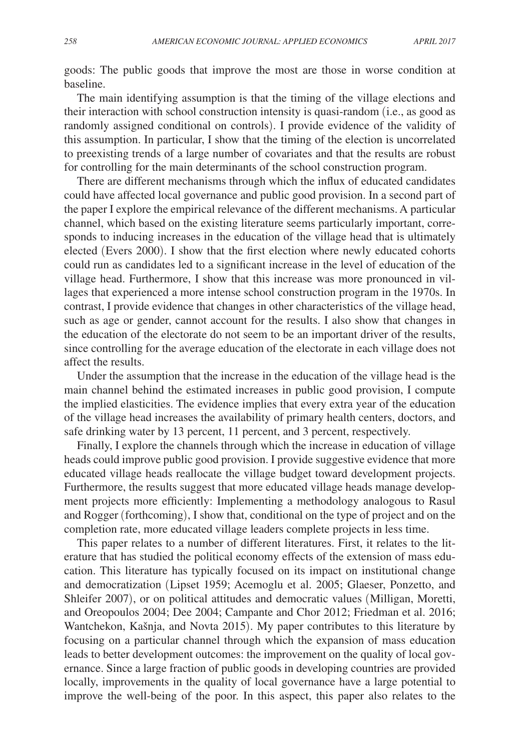goods: The public goods that improve the most are those in worse condition at baseline.

The main identifying assumption is that the timing of the village elections and their interaction with school construction intensity is quasi-random (i.e., as good as randomly assigned conditional on controls). I provide evidence of the validity of this assumption. In particular, I show that the timing of the election is uncorrelated to preexisting trends of a large number of covariates and that the results are robust for controlling for the main determinants of the school construction program.

There are different mechanisms through which the influx of educated candidates could have affected local governance and public good provision. In a second part of the paper I explore the empirical relevance of the different mechanisms. A particular channel, which based on the existing literature seems particularly important, corresponds to inducing increases in the education of the village head that is ultimately elected (Evers 2000). I show that the first election where newly educated cohorts could run as candidates led to a significant increase in the level of education of the village head. Furthermore, I show that this increase was more pronounced in villages that experienced a more intense school construction program in the 1970s. In contrast, I provide evidence that changes in other characteristics of the village head, such as age or gender, cannot account for the results. I also show that changes in the education of the electorate do not seem to be an important driver of the results, since controlling for the average education of the electorate in each village does not affect the results.

Under the assumption that the increase in the education of the village head is the main channel behind the estimated increases in public good provision, I compute the implied elasticities. The evidence implies that every extra year of the education of the village head increases the availability of primary health centers, doctors, and safe drinking water by 13 percent, 11 percent, and 3 percent, respectively.

Finally, I explore the channels through which the increase in education of village heads could improve public good provision. I provide suggestive evidence that more educated village heads reallocate the village budget toward development projects. Furthermore, the results suggest that more educated village heads manage development projects more efficiently: Implementing a methodology analogous to Rasul and Rogger (forthcoming), I show that, conditional on the type of project and on the completion rate, more educated village leaders complete projects in less time.

This paper relates to a number of different literatures. First, it relates to the literature that has studied the political economy effects of the extension of mass education. This literature has typically focused on its impact on institutional change and democratization (Lipset 1959; Acemoglu et al. 2005; Glaeser, Ponzetto, and Shleifer 2007), or on political attitudes and democratic values (Milligan, Moretti, and Oreopoulos 2004; Dee 2004; Campante and Chor 2012; Friedman et al. 2016; Wantchekon, Kašnja, and Novta 2015). My paper contributes to this literature by focusing on a particular channel through which the expansion of mass education leads to better development outcomes: the improvement on the quality of local governance. Since a large fraction of public goods in developing countries are provided locally, improvements in the quality of local governance have a large potential to improve the well-being of the poor. In this aspect, this paper also relates to the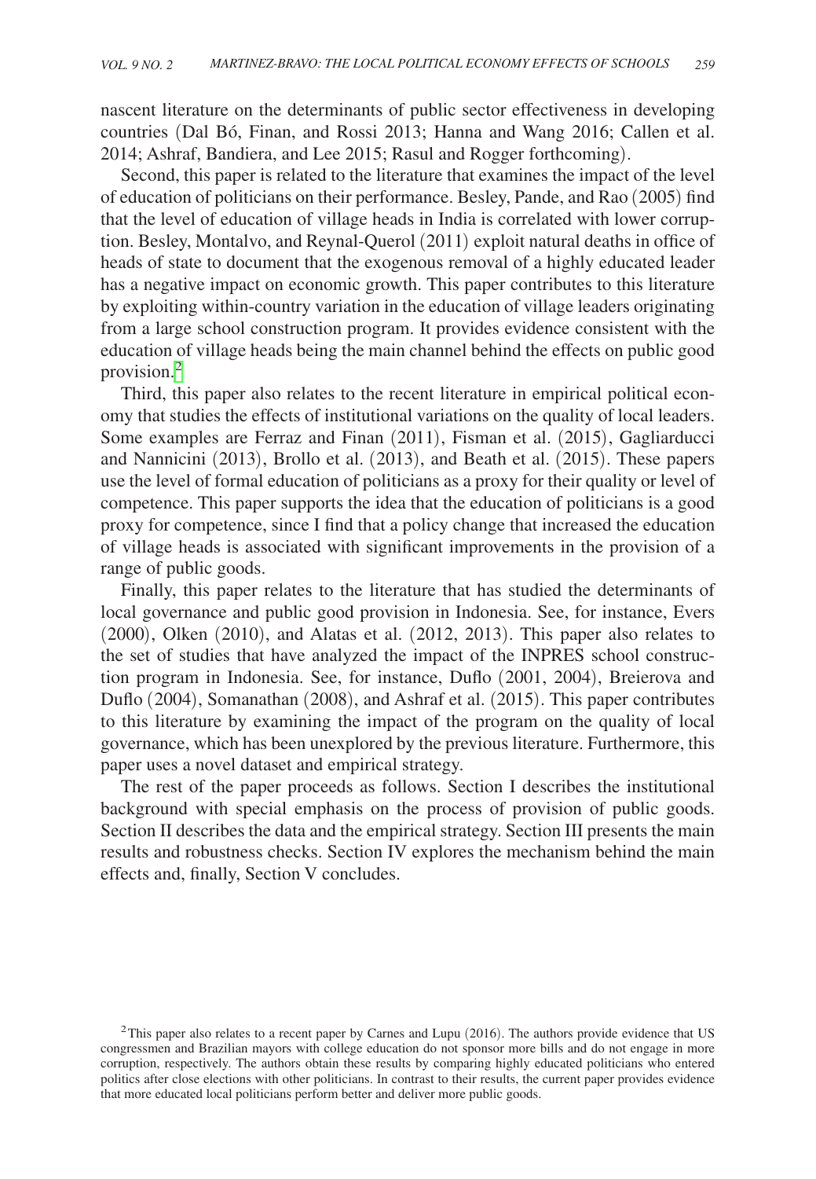nascent literature on the determinants of public sector effectiveness in developing countries (Dal Bó, Finan, and Rossi 2013; Hanna and Wang 2016; Callen et al. 2014; Ashraf, Bandiera, and Lee 2015; Rasul and Rogger forthcoming).

Second, this paper is related to the literature that examines the impact of the level of education of politicians on their performance. Besley, Pande, and Rao (2005) find that the level of education of village heads in India is correlated with lower corruption. Besley, Montalvo, and Reynal-Querol (2011) exploit natural deaths in office of heads of state to document that the exogenous removal of a highly educated leader has a negative impact on economic growth. This paper contributes to this literature by exploiting within-country variation in the education of village leaders originating from a large school construction program. It provides evidence consistent with the education of village heads being the main channel behind the effects on public good provision.[2]

Third, this paper also relates to the recent literature in empirical political economy that studies the effects of institutional variations on the quality of local leaders. Some examples are Ferraz and Finan (2011), Fisman et al. (2015), Gagliarducci and Nannicini (2013), Brollo et al. (2013), and Beath et al. (2015). These papers use the level of formal education of politicians as a proxy for their quality or level of competence. This paper supports the idea that the education of politicians is a good proxy for competence, since I find that a policy change that increased the education of village heads is associated with significant improvements in the provision of a range of public goods.

Finally, this paper relates to the literature that has studied the determinants of local governance and public good provision in Indonesia. See, for instance, Evers (2000), Olken (2010), and Alatas et al. (2012, 2013). This paper also relates to the set of studies that have analyzed the impact of the INPRES school construction program in Indonesia. See, for instance, Duflo (2001, 2004), Breierova and Duflo (2004), Somanathan (2008), and Ashraf et al. (2015). This paper contributes to this literature by examining the impact of the program on the quality of local governance, which has been unexplored by the previous literature. Furthermore, this paper uses a novel dataset and empirical strategy.

The rest of the paper proceeds as follows. Section I describes the institutional background with special emphasis on the process of provision of public goods. Section II describes the data and the empirical strategy. Section III presents the main results and robustness checks. Section IV explores the mechanism behind the main effects and, finally, Section V concludes.

[2] This paper also relates to a recent paper by Carnes and Lupu (2016). The authors provide evidence that US congressmen and Brazilian mayors with college education do not sponsor more bills and do not engage in more corruption, respectively. The authors obtain these results by comparing highly educated politicians who entered politics after close elections with other politicians. In contrast to their results, the current paper provides evidence that more educated local politicians perform better and deliver more public goods.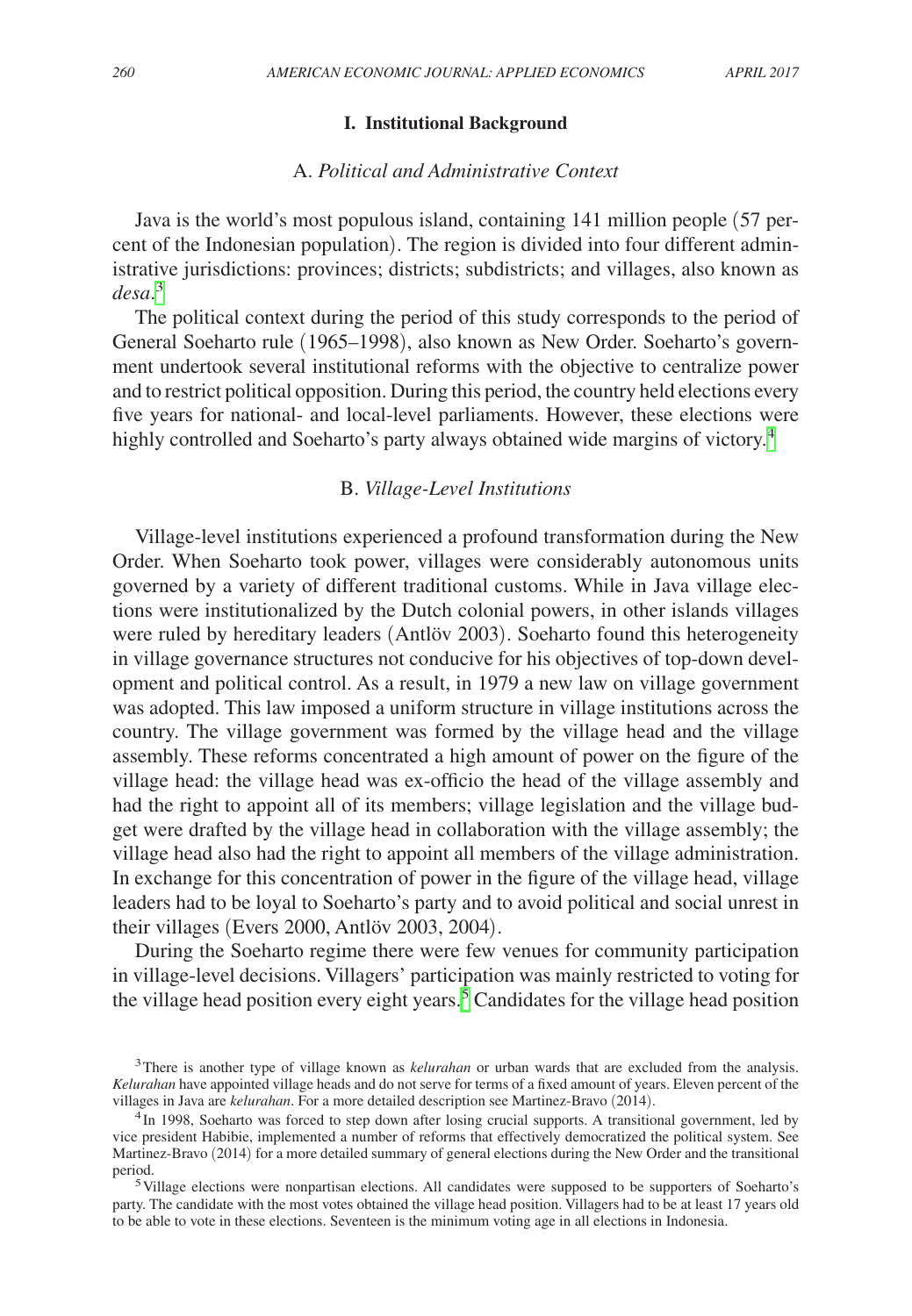## I. Institutional Background

### A. *Political and Administrative Context*

Java is the world's most populous island, containing 141 million people (57 percent of the Indonesian population). The region is divided into four different administrative jurisdictions: provinces; districts; subdistricts; and villages, also known as *desa*.[3]

The political context during the period of this study corresponds to the period of General Soeharto rule (1965–1998), also known as New Order. Soeharto's government undertook several institutional reforms with the objective to centralize power and to restrict political opposition. During this period, the country held elections every five years for national- and local-level parliaments. However, these elections were highly controlled and Soeharto's party always obtained wide margins of victory.[4]

### B. *Village-Level Institutions*

Village-level institutions experienced a profound transformation during the New Order. When Soeharto took power, villages were considerably autonomous units governed by a variety of different traditional customs. While in Java village elections were institutionalized by the Dutch colonial powers, in other islands villages were ruled by hereditary leaders (Antlöv 2003). Soeharto found this heterogeneity in village governance structures not conducive for his objectives of top-down development and political control. As a result, in 1979 a new law on village government was adopted. This law imposed a uniform structure in village institutions across the country. The village government was formed by the village head and the village assembly. These reforms concentrated a high amount of power on the figure of the village head: the village head was ex-officio the head of the village assembly and had the right to appoint all of its members; village legislation and the village budget were drafted by the village head in collaboration with the village assembly; the village head also had the right to appoint all members of the village administration. In exchange for this concentration of power in the figure of the village head, village leaders had to be loyal to Soeharto's party and to avoid political and social unrest in their villages (Evers 2000, Antlöv 2003, 2004).

During the Soeharto regime there were few venues for community participation in village-level decisions. Villagers' participation was mainly restricted to voting for the village head position every eight years.[5] Candidates for the village head position

[3] There is another type of village known as *kelurahan* or urban wards that are excluded from the analysis. *Kelurahan* have appointed village heads and do not serve for terms of a fixed amount of years. Eleven percent of the villages in Java are *kelurahan*. For a more detailed description see Martinez-Bravo (2014).

[4] In 1998, Soeharto was forced to step down after losing crucial supports. A transitional government, led by vice president Habibie, implemented a number of reforms that effectively democratized the political system. See Martinez-Bravo (2014) for a more detailed summary of general elections during the New Order and the transitional period.

[5] Village elections were nonpartisan elections. All candidates were supposed to be supporters of Soeharto's party. The candidate with the most votes obtained the village head position. Villagers had to be at least 17 years old to be able to vote in these elections. Seventeen is the minimum voting age in all elections in Indonesia.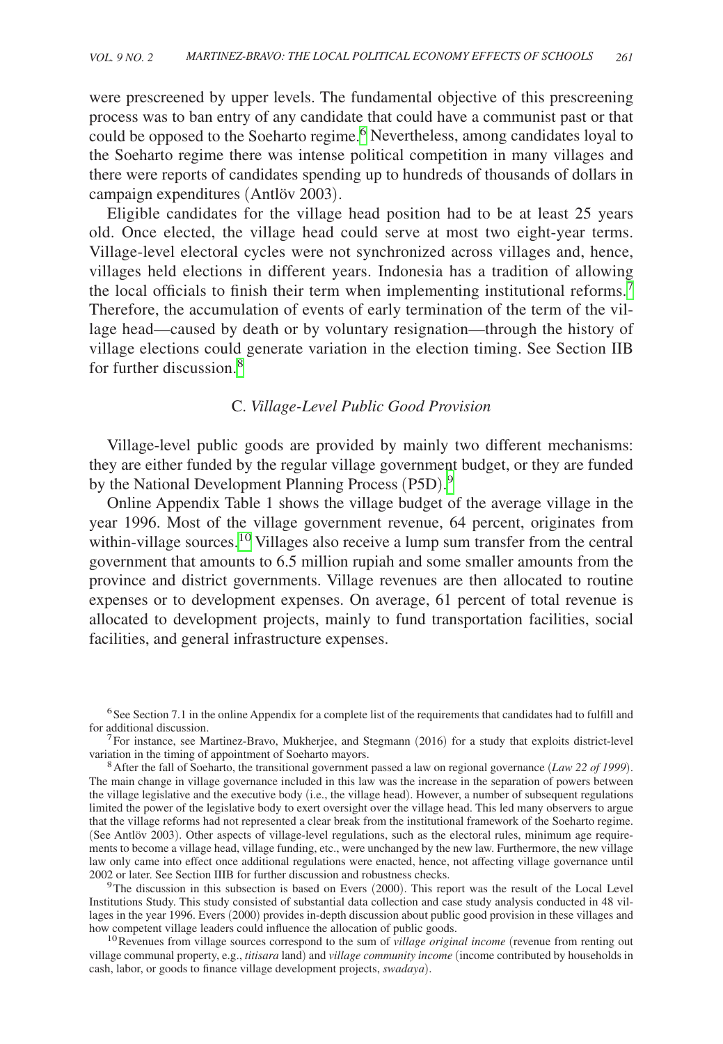were prescreened by upper levels. The fundamental objective of this prescreening process was to ban entry of any candidate that could have a communist past or that could be opposed to the Soeharto regime.[6] Nevertheless, among candidates loyal to the Soeharto regime there was intense political competition in many villages and there were reports of candidates spending up to hundreds of thousands of dollars in campaign expenditures (Antlöv 2003).

Eligible candidates for the village head position had to be at least 25 years old. Once elected, the village head could serve at most two eight-year terms. Village-level electoral cycles were not synchronized across villages and, hence, villages held elections in different years. Indonesia has a tradition of allowing the local officials to finish their term when implementing institutional reforms.[7] Therefore, the accumulation of events of early termination of the term of the village head—caused by death or by voluntary resignation—through the history of village elections could generate variation in the election timing. See Section IIB for further discussion.[8]

### C. *Village-Level Public Good Provision*

Village-level public goods are provided by mainly two different mechanisms: they are either funded by the regular village government budget, or they are funded by the National Development Planning Process (P5D).[9]

Online Appendix Table 1 shows the village budget of the average village in the year 1996. Most of the village government revenue, 64 percent, originates from within-village sources.[10] Villages also receive a lump sum transfer from the central government that amounts to 6.5 million rupiah and some smaller amounts from the province and district governments. Village revenues are then allocated to routine expenses or to development expenses. On average, 61 percent of total revenue is allocated to development projects, mainly to fund transportation facilities, social facilities, and general infrastructure expenses.

---

[6] See Section 7.1 in the online Appendix for a complete list of the requirements that candidates had to fulfill and for additional discussion.

[7] For instance, see Martinez-Bravo, Mukherjee, and Stegmann (2016) for a study that exploits district-level variation in the timing of appointment of Soeharto mayors.

[8] After the fall of Soeharto, the transitional government passed a law on regional governance (*Law 22 of 1999*). The main change in village governance included in this law was the increase in the separation of powers between the village legislative and the executive body (i.e., the village head). However, a number of subsequent regulations limited the power of the legislative body to exert oversight over the village head. This led many observers to argue that the village reforms had not represented a clear break from the institutional framework of the Soeharto regime. (See Antlöv 2003). Other aspects of village-level regulations, such as the electoral rules, minimum age requirements to become a village head, village funding, etc., were unchanged by the new law. Furthermore, the new village law only came into effect once additional regulations were enacted, hence, not affecting village governance until 2002 or later. See Section IIIB for further discussion and robustness checks.

[9] The discussion in this subsection is based on Evers (2000). This report was the result of the Local Level Institutions Study. This study consisted of substantial data collection and case study analysis conducted in 48 villages in the year 1996. Evers (2000) provides in-depth discussion about public good provision in these villages and how competent village leaders could influence the allocation of public goods.

[10] Revenues from village sources correspond to the sum of *village original income* (revenue from renting out village communal property, e.g., *titisara* land) and *village community income* (income contributed by households in cash, labor, or goods to finance village development projects, *swadaya*).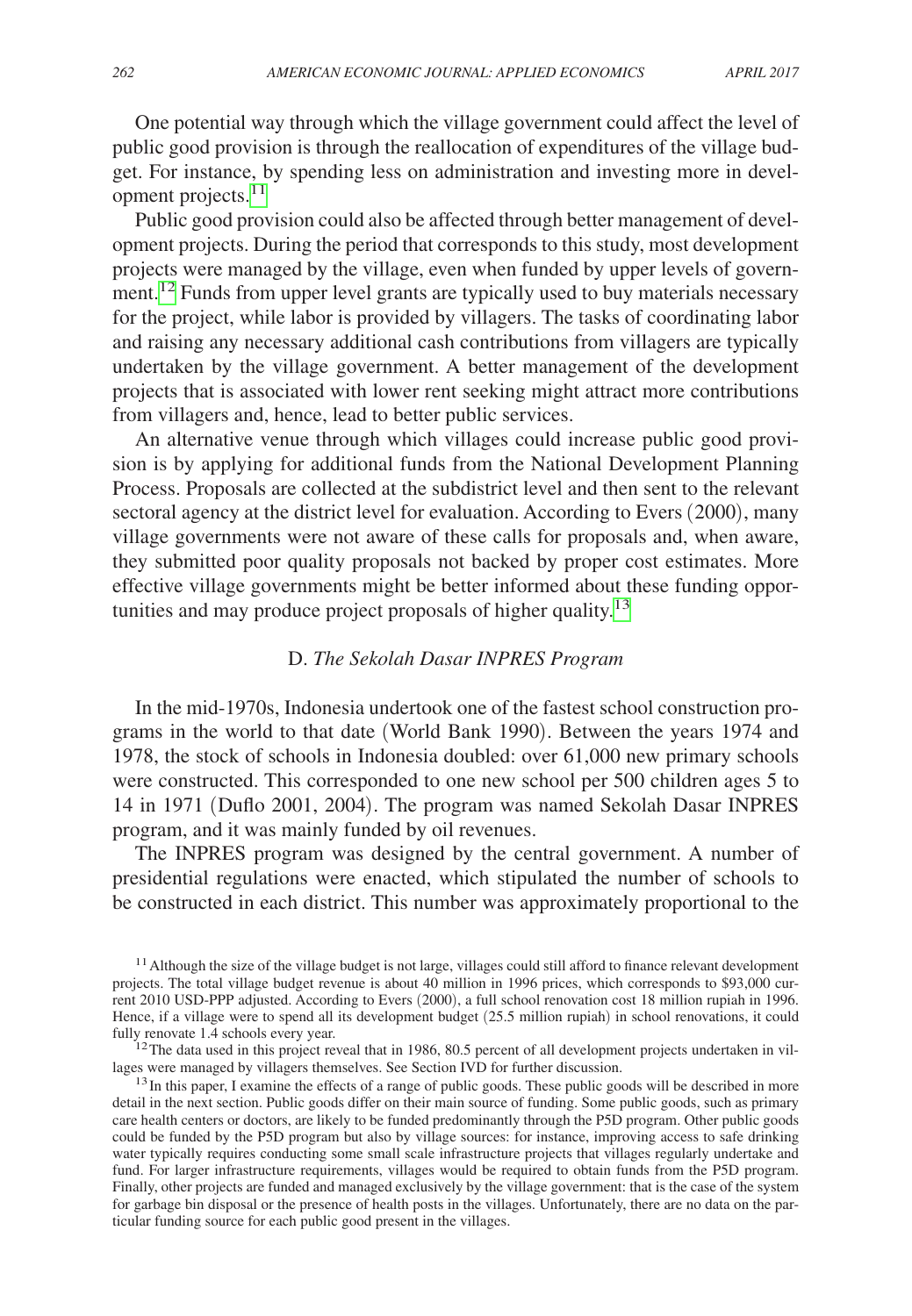One potential way through which the village government could affect the level of public good provision is through the reallocation of expenditures of the village budget. For instance, by spending less on administration and investing more in development projects.[11]

Public good provision could also be affected through better management of development projects. During the period that corresponds to this study, most development projects were managed by the village, even when funded by upper levels of government.[12] Funds from upper level grants are typically used to buy materials necessary for the project, while labor is provided by villagers. The tasks of coordinating labor and raising any necessary additional cash contributions from villagers are typically undertaken by the village government. A better management of the development projects that is associated with lower rent seeking might attract more contributions from villagers and, hence, lead to better public services.

An alternative venue through which villages could increase public good provision is by applying for additional funds from the National Development Planning Process. Proposals are collected at the subdistrict level and then sent to the relevant sectoral agency at the district level for evaluation. According to Evers (2000), many village governments were not aware of these calls for proposals and, when aware, they submitted poor quality proposals not backed by proper cost estimates. More effective village governments might be better informed about these funding opportunities and may produce project proposals of higher quality.[13]

### D. *The Sekolah Dasar INPRES Program*

In the mid-1970s, Indonesia undertook one of the fastest school construction programs in the world to that date (World Bank 1990). Between the years 1974 and 1978, the stock of schools in Indonesia doubled: over 61,000 new primary schools were constructed. This corresponded to one new school per 500 children ages 5 to 14 in 1971 (Duflo 2001, 2004). The program was named Sekolah Dasar INPRES program, and it was mainly funded by oil revenues.

The INPRES program was designed by the central government. A number of presidential regulations were enacted, which stipulated the number of schools to be constructed in each district. This number was approximately proportional to the

[11] Although the size of the village budget is not large, villages could still afford to finance relevant development projects. The total village budget revenue is about 40 million in 1996 prices, which corresponds to \$93,000 current 2010 USD-PPP adjusted. According to Evers (2000), a full school renovation cost 18 million rupiah in 1996. Hence, if a village were to spend all its development budget (25.5 million rupiah) in school renovations, it could fully renovate 1.4 schools every year.

[12] The data used in this project reveal that in 1986, 80.5 percent of all development projects undertaken in villages were managed by villagers themselves. See Section IVD for further discussion.

[13] In this paper, I examine the effects of a range of public goods. These public goods will be described in more detail in the next section. Public goods differ on their main source of funding. Some public goods, such as primary care health centers or doctors, are likely to be funded predominantly through the P5D program. Other public goods could be funded by the P5D program but also by village sources: for instance, improving access to safe drinking water typically requires conducting some small scale infrastructure projects that villages regularly undertake and fund. For larger infrastructure requirements, villages would be required to obtain funds from the P5D program. Finally, other projects are funded and managed exclusively by the village government: that is the case of the system for garbage bin disposal or the presence of health posts in the villages. Unfortunately, there are no data on the particular funding source for each public good present in the villages.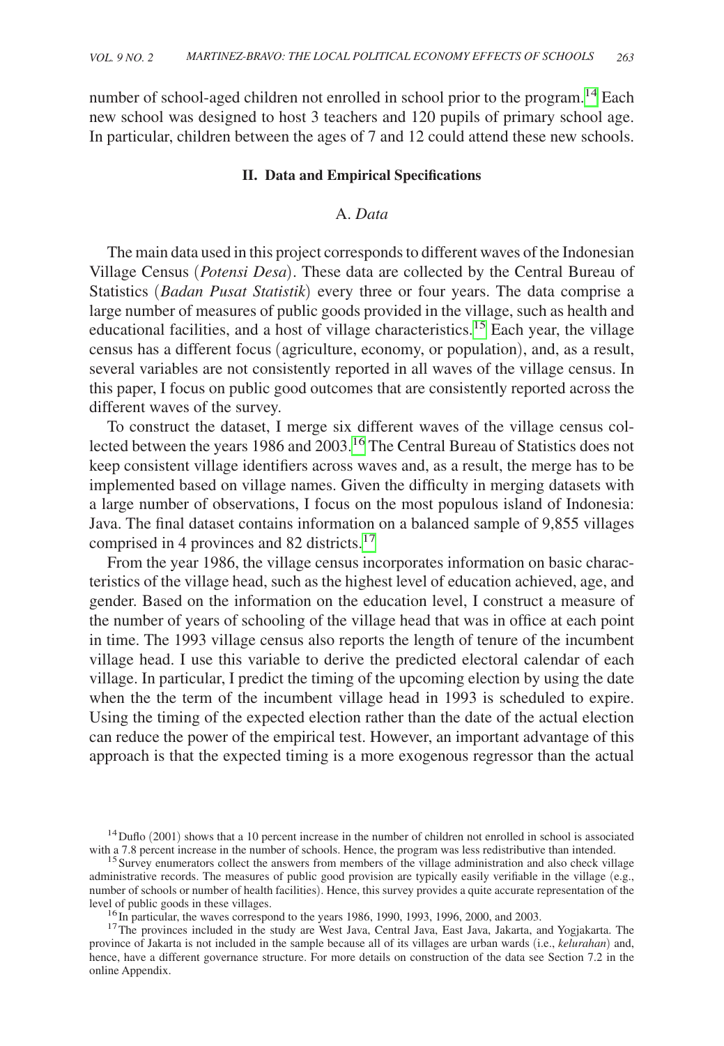number of school-aged children not enrolled in school prior to the program.[14] Each new school was designed to host 3 teachers and 120 pupils of primary school age. In particular, children between the ages of 7 and 12 could attend these new schools.

## II. Data and Empirical Specifications

### A. *Data*

The main data used in this project corresponds to different waves of the Indonesian Village Census (*Potensi Desa*). These data are collected by the Central Bureau of Statistics (*Badan Pusat Statistik*) every three or four years. The data comprise a large number of measures of public goods provided in the village, such as health and educational facilities, and a host of village characteristics.[15] Each year, the village census has a different focus (agriculture, economy, or population), and, as a result, several variables are not consistently reported in all waves of the village census. In this paper, I focus on public good outcomes that are consistently reported across the different waves of the survey.

To construct the dataset, I merge six different waves of the village census collected between the years 1986 and 2003.[16] The Central Bureau of Statistics does not keep consistent village identifiers across waves and, as a result, the merge has to be implemented based on village names. Given the difficulty in merging datasets with a large number of observations, I focus on the most populous island of Indonesia: Java. The final dataset contains information on a balanced sample of 9,855 villages comprised in 4 provinces and 82 districts.[17]

From the year 1986, the village census incorporates information on basic characteristics of the village head, such as the highest level of education achieved, age, and gender. Based on the information on the education level, I construct a measure of the number of years of schooling of the village head that was in office at each point in time. The 1993 village census also reports the length of tenure of the incumbent village head. I use this variable to derive the predicted electoral calendar of each village. In particular, I predict the timing of the upcoming election by using the date when the the term of the incumbent village head in 1993 is scheduled to expire. Using the timing of the expected election rather than the date of the actual election can reduce the power of the empirical test. However, an important advantage of this approach is that the expected timing is a more exogenous regressor than the actual

[14] Duflo (2001) shows that a 10 percent increase in the number of children not enrolled in school is associated with a 7.8 percent increase in the number of schools. Hence, the program was less redistributive than intended.

[15] Survey enumerators collect the answers from members of the village administration and also check village administrative records. The measures of public good provision are typically easily verifiable in the village (e.g., number of schools or number of health facilities). Hence, this survey provides a quite accurate representation of the level of public goods in these villages.

[16] In particular, the waves correspond to the years 1986, 1990, 1993, 1996, 2000, and 2003.

[17] The provinces included in the study are West Java, Central Java, East Java, Jakarta, and Yogjakarta. The province of Jakarta is not included in the sample because all of its villages are urban wards (i.e., *kelurahan*) and, hence, have a different governance structure. For more details on construction of the data see Section 7.2 in the online Appendix.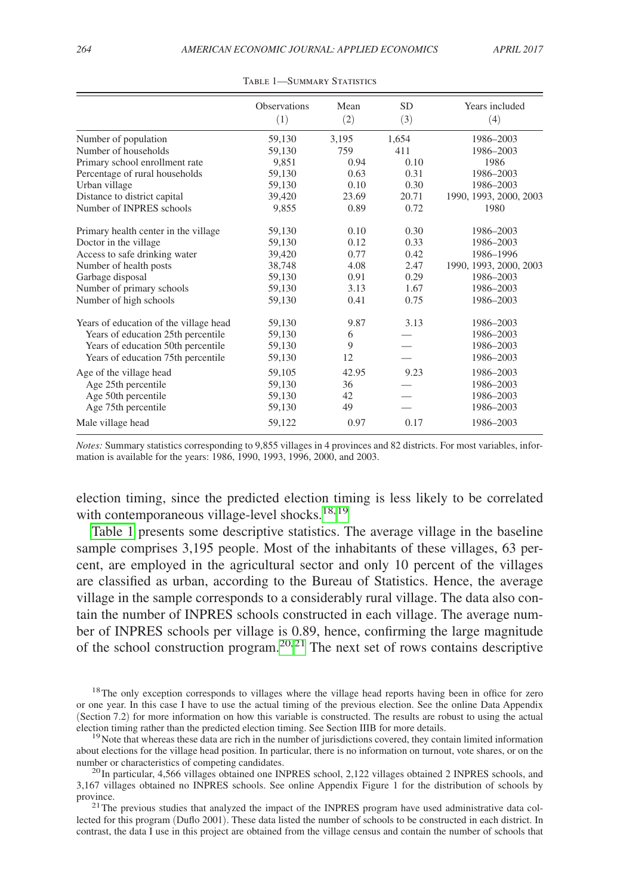Table 1—Summary Statistics

| | Observations (1) | Mean (2) | SD (3) | Years included (4) |
|---|---|---|---|---|
| Number of population | 59,130 | 3,195 | 1,654 | 1986–2003 |
| Number of households | 59,130 | 759 | 411 | 1986–2003 |
| Primary school enrollment rate | 9,851 | 0.94 | 0.10 | 1986 |
| Percentage of rural households | 59,130 | 0.63 | 0.31 | 1986–2003 |
| Urban village | 59,130 | 0.10 | 0.30 | 1986–2003 |
| Distance to district capital | 39,420 | 23.69 | 20.71 | 1990, 1993, 2000, 2003 |
| Number of INPRES schools | 9,855 | 0.89 | 0.72 | 1980 |
| Primary health center in the village | 59,130 | 0.10 | 0.30 | 1986–2003 |
| Doctor in the village | 59,130 | 0.12 | 0.33 | 1986–2003 |
| Access to safe drinking water | 39,420 | 0.77 | 0.42 | 1986–1996 |
| Number of health posts | 38,748 | 4.08 | 2.47 | 1990, 1993, 2000, 2003 |
| Garbage disposal | 59,130 | 0.91 | 0.29 | 1986–2003 |
| Number of primary schools | 59,130 | 3.13 | 1.67 | 1986–2003 |
| Number of high schools | 59,130 | 0.41 | 0.75 | 1986–2003 |
| Years of education of the village head | 59,130 | 9.87 | 3.13 | 1986–2003 |
| Years of education 25th percentile | 59,130 | 6 | — | 1986–2003 |
| Years of education 50th percentile | 59,130 | 9 | — | 1986–2003 |
| Years of education 75th percentile | 59,130 | 12 | — | 1986–2003 |
| Age of the village head | 59,105 | 42.95 | 9.23 | 1986–2003 |
| Age 25th percentile | 59,130 | 36 | — | 1986–2003 |
| Age 50th percentile | 59,130 | 42 | — | 1986–2003 |
| Age 75th percentile | 59,130 | 49 | — | 1986–2003 |
| Male village head | 59,122 | 0.97 | 0.17 | 1986–2003 |

*Notes:* Summary statistics corresponding to 9,855 villages in 4 provinces and 82 districts. For most variables, information is available for the years: 1986, 1990, 1993, 1996, 2000, and 2003.

election timing, since the predicted election timing is less likely to be correlated with contemporaneous village-level shocks.[18,19]

Table 1 presents some descriptive statistics. The average village in the baseline sample comprises 3,195 people. Most of the inhabitants of these villages, 63 percent, are employed in the agricultural sector and only 10 percent of the villages are classified as urban, according to the Bureau of Statistics. Hence, the average village in the sample corresponds to a considerably rural village. The data also contain the number of INPRES schools constructed in each village. The average number of INPRES schools per village is 0.89, hence, confirming the large magnitude of the school construction program.[20,21] The next set of rows contains descriptive

[18] The only exception corresponds to villages where the village head reports having been in office for zero or one year. In this case I have to use the actual timing of the previous election. See the online Data Appendix (Section 7.2) for more information on how this variable is constructed. The results are robust to using the actual election timing rather than the predicted election timing. See Section IIIB for more details.

[19] Note that whereas these data are rich in the number of jurisdictions covered, they contain limited information about elections for the village head position. In particular, there is no information on turnout, vote shares, or on the number or characteristics of competing candidates.

[20] In particular, 4,566 villages obtained one INPRES school, 2,122 villages obtained 2 INPRES schools, and 3,167 villages obtained no INPRES schools. See online Appendix Figure 1 for the distribution of schools by province.

[21] The previous studies that analyzed the impact of the INPRES program have used administrative data collected for this program (Duflo 2001). These data listed the number of schools to be constructed in each district. In contrast, the data I use in this project are obtained from the village census and contain the number of schools that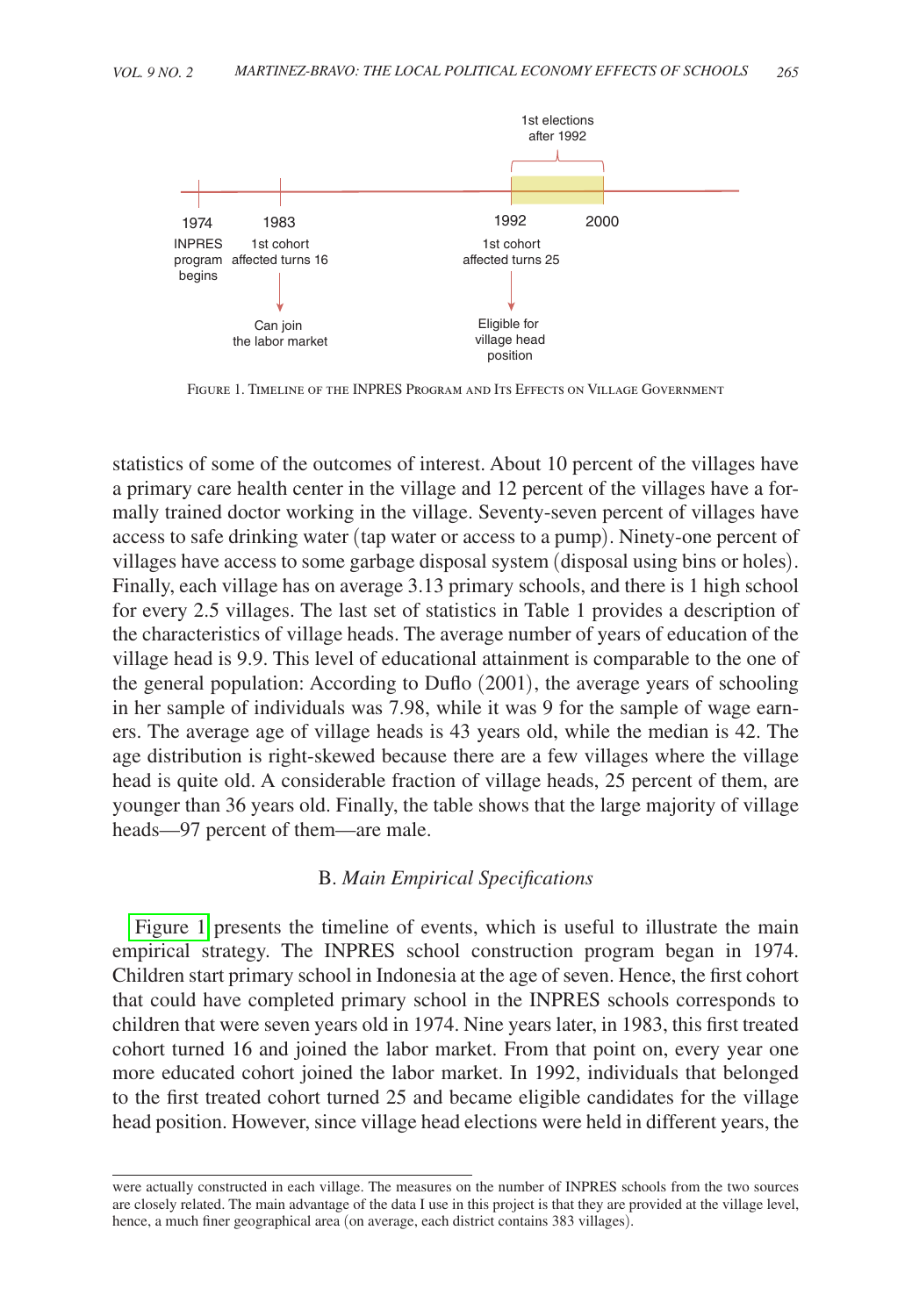1st elections after 1992

1974 INPRES program begins

1983 1st cohort affected turns 16 → Can join the labor market

1992 1st cohort affected turns 25 → Eligible for village head position

2000

Figure 1. Timeline of the INPRES Program and Its Effects on Village Government

statistics of some of the outcomes of interest. About 10 percent of the villages have a primary care health center in the village and 12 percent of the villages have a formally trained doctor working in the village. Seventy-seven percent of villages have access to safe drinking water (tap water or access to a pump). Ninety-one percent of villages have access to some garbage disposal system (disposal using bins or holes). Finally, each village has on average 3.13 primary schools, and there is 1 high school for every 2.5 villages. The last set of statistics in Table 1 provides a description of the characteristics of village heads. The average number of years of education of the village head is 9.9. This level of educational attainment is comparable to the one of the general population: According to Duflo (2001), the average years of schooling in her sample of individuals was 7.98, while it was 9 for the sample of wage earners. The average age of village heads is 43 years old, while the median is 42. The age distribution is right-skewed because there are a few villages where the village head is quite old. A considerable fraction of village heads, 25 percent of them, are younger than 36 years old. Finally, the table shows that the large majority of village heads—97 percent of them—are male.

### B. *Main Empirical Specifications*

Figure 1 presents the timeline of events, which is useful to illustrate the main empirical strategy. The INPRES school construction program began in 1974. Children start primary school in Indonesia at the age of seven. Hence, the first cohort that could have completed primary school in the INPRES schools corresponds to children that were seven years old in 1974. Nine years later, in 1983, this first treated cohort turned 16 and joined the labor market. From that point on, every year one more educated cohort joined the labor market. In 1992, individuals that belonged to the first treated cohort turned 25 and became eligible candidates for the village head position. However, since village head elections were held in different years, the

were actually constructed in each village. The measures on the number of INPRES schools from the two sources are closely related. The main advantage of the data I use in this project is that they are provided at the village level, hence, a much finer geographical area (on average, each district contains 383 villages).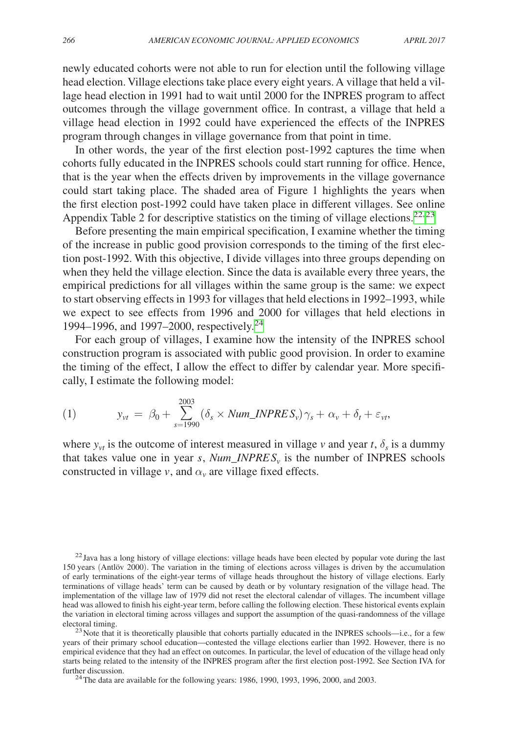newly educated cohorts were not able to run for election until the following village head election. Village elections take place every eight years. A village that held a village head election in 1991 had to wait until 2000 for the INPRES program to affect outcomes through the village government office. In contrast, a village that held a village head election in 1992 could have experienced the effects of the INPRES program through changes in village governance from that point in time.

In other words, the year of the first election post-1992 captures the time when cohorts fully educated in the INPRES schools could start running for office. Hence, that is the year when the effects driven by improvements in the village governance could start taking place. The shaded area of Figure 1 highlights the years when the first election post-1992 could have taken place in different villages. See online Appendix Table 2 for descriptive statistics on the timing of village elections.[22,23]

Before presenting the main empirical specification, I examine whether the timing of the increase in public good provision corresponds to the timing of the first election post-1992. With this objective, I divide villages into three groups depending on when they held the village election. Since the data is available every three years, the empirical predictions for all villages within the same group is the same: we expect to start observing effects in 1993 for villages that held elections in 1992–1993, while we expect to see effects from 1996 and 2000 for villages that held elections in 1994–1996, and 1997–2000, respectively.[24]

For each group of villages, I examine how the intensity of the INPRES school construction program is associated with public good provision. In order to examine the timing of the effect, I allow the effect to differ by calendar year. More specifically, I estimate the following model:

$$(1) \qquad y_{vt} = \beta_0 + \sum_{s=1990}^{2003} (\delta_s \times Num\_INPRES_v)\gamma_s + \alpha_v + \delta_t + \varepsilon_{vt},$$

where $y_{vt}$ is the outcome of interest measured in village $v$ and year $t$, $\delta_s$ is a dummy that takes value one in year $s$, $Num\_INPRES_v$ is the number of INPRES schools constructed in village $v$, and $\alpha_v$ are village fixed effects.

[22] Java has a long history of village elections: village heads have been elected by popular vote during the last 150 years (Antlöv 2000). The variation in the timing of elections across villages is driven by the accumulation of early terminations of the eight-year terms of village heads throughout the history of village elections. Early terminations of village heads' term can be caused by death or by voluntary resignation of the village head. The implementation of the village law of 1979 did not reset the electoral calendar of villages. The incumbent village head was allowed to finish his eight-year term, before calling the following election. These historical events explain the variation in electoral timing across villages and support the assumption of the quasi-randomness of the village electoral timing.

[23] Note that it is theoretically plausible that cohorts partially educated in the INPRES schools—i.e., for a few years of their primary school education—contested the village elections earlier than 1992. However, there is no empirical evidence that they had an effect on outcomes. In particular, the level of education of the village head only starts being related to the intensity of the INPRES program after the first election post-1992. See Section IVA for further discussion.

[24] The data are available for the following years: 1986, 1990, 1993, 1996, 2000, and 2003.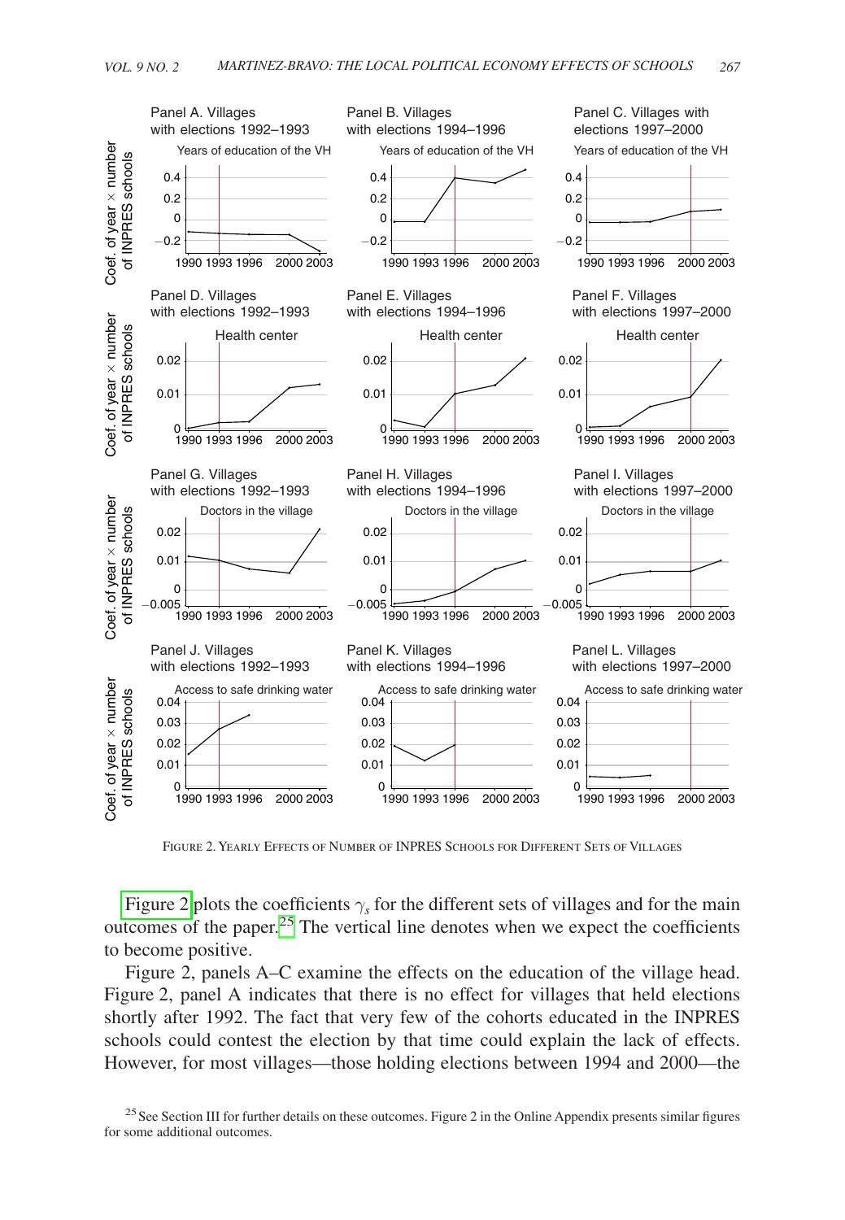FIGURE 2. YEARLY EFFECTS OF NUMBER OF INPRES SCHOOLS FOR DIFFERENT SETS OF VILLAGES

Figure 2 plots the coefficients $\gamma_s$ for the different sets of villages and for the main outcomes of the paper.[25] The vertical line denotes when we expect the coefficients to become positive.

Figure 2, panels A–C examine the effects on the education of the village head. Figure 2, panel A indicates that there is no effect for villages that held elections shortly after 1992. The fact that very few of the cohorts educated in the INPRES schools could contest the election by that time could explain the lack of effects. However, for most villages—those holding elections between 1994 and 2000—the

[25] See Section III for further details on these outcomes. Figure 2 in the Online Appendix presents similar figures for some additional outcomes.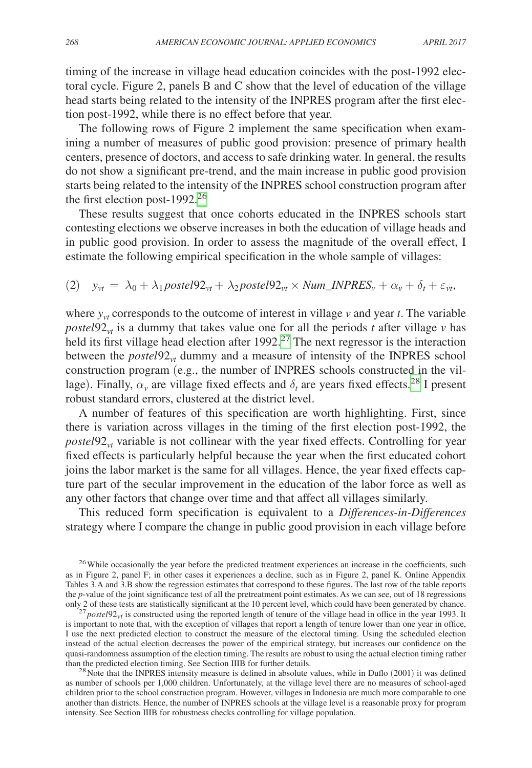timing of the increase in village head education coincides with the post-1992 electoral cycle. Figure 2, panels B and C show that the level of education of the village head starts being related to the intensity of the INPRES program after the first election post-1992, while there is no effect before that year.

The following rows of Figure 2 implement the same specification when examining a number of measures of public good provision: presence of primary health centers, presence of doctors, and access to safe drinking water. In general, the results do not show a significant pre-trend, and the main increase in public good provision starts being related to the intensity of the INPRES school construction program after the first election post-1992.[26]

These results suggest that once cohorts educated in the INPRES schools start contesting elections we observe increases in both the education of village heads and in public good provision. In order to assess the magnitude of the overall effect, I estimate the following empirical specification in the whole sample of villages:

$$(2) \quad y_{vt} = \lambda_0 + \lambda_1 postel92_{vt} + \lambda_2 postel92_{vt} \times Num\_INPRES_v + \alpha_v + \delta_t + \varepsilon_{vt},$$

where $y_{vt}$ corresponds to the outcome of interest in village $v$ and year $t$. The variable $postel92_{vt}$ is a dummy that takes value one for all the periods $t$ after village $v$ has held its first village head election after 1992.[27] The next regressor is the interaction between the $postel92_{vt}$ dummy and a measure of intensity of the INPRES school construction program (e.g., the number of INPRES schools constructed in the village). Finally, $\alpha_v$ are village fixed effects and $\delta_t$ are years fixed effects.[28] I present robust standard errors, clustered at the district level.

A number of features of this specification are worth highlighting. First, since there is variation across villages in the timing of the first election post-1992, the $postel92_{vt}$ variable is not collinear with the year fixed effects. Controlling for year fixed effects is particularly helpful because the year when the first educated cohort joins the labor market is the same for all villages. Hence, the year fixed effects capture part of the secular improvement in the education of the labor force as well as any other factors that change over time and that affect all villages similarly.

This reduced form specification is equivalent to a *Differences-in-Differences* strategy where I compare the change in public good provision in each village before

[26] While occasionally the year before the predicted treatment experiences an increase in the coefficients, such as in Figure 2, panel F; in other cases it experiences a decline, such as in Figure 2, panel K. Online Appendix Tables 3.A and 3.B show the regression estimates that correspond to these figures. The last row of the table reports the $p$-value of the joint significance test of all the pretreatment point estimates. As we can see, out of 18 regressions only 2 of these tests are statistically significant at the 10 percent level, which could have been generated by chance.

[27] $postel92_{vt}$ is constructed using the reported length of tenure of the village head in office in the year 1993. It is important to note that, with the exception of villages that report a length of tenure lower than one year in office, I use the next predicted election to construct the measure of the electoral timing. Using the scheduled election instead of the actual election decreases the power of the empirical strategy, but increases our confidence on the quasi-randomness assumption of the election timing. The results are robust to using the actual election timing rather than the predicted election timing. See Section IIIB for further details.

[28] Note that the INPRES intensity measure is defined in absolute values, while in Duflo (2001) it was defined as number of schools per 1,000 children. Unfortunately, at the village level there are no measures of school-aged children prior to the school construction program. However, villages in Indonesia are much more comparable to one another than districts. Hence, the number of INPRES schools at the village level is a reasonable proxy for program intensity. See Section IIIB for robustness checks controlling for village population.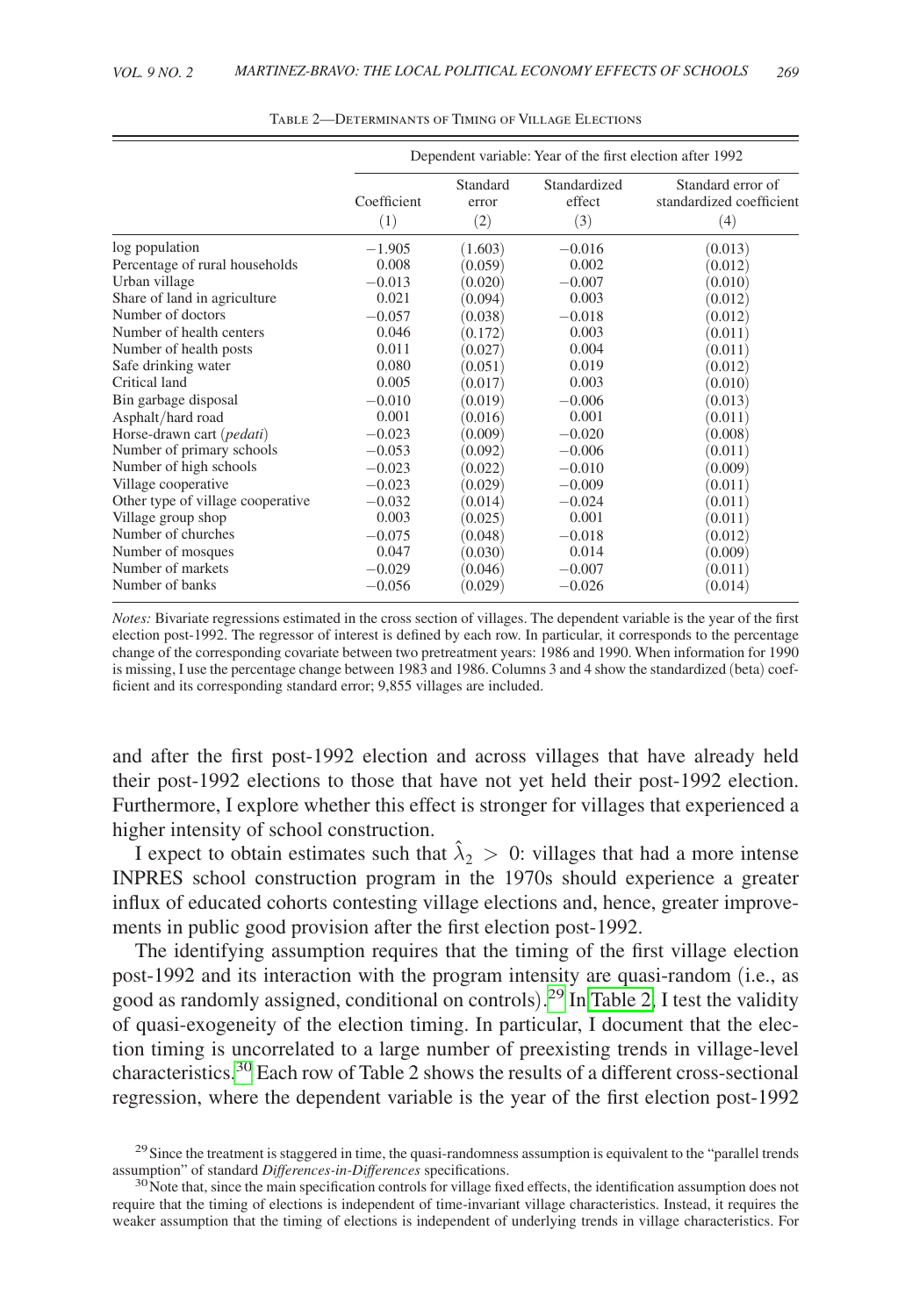Table 2—Determinants of Timing of Village Elections

| | Dependent variable: Year of the first election after 1992 | | | |
|---|---|---|---|---|
| | Coefficient | Standard error | Standardized effect | Standard error of standardized coefficient |
| | (1) | (2) | (3) | (4) |
| log population | −1.905 | (1.603) | −0.016 | (0.013) |
| Percentage of rural households | 0.008 | (0.059) | 0.002 | (0.012) |
| Urban village | −0.013 | (0.020) | −0.007 | (0.010) |
| Share of land in agriculture | 0.021 | (0.094) | 0.003 | (0.012) |
| Number of doctors | −0.057 | (0.038) | −0.018 | (0.012) |
| Number of health centers | 0.046 | (0.172) | 0.003 | (0.011) |
| Number of health posts | 0.011 | (0.027) | 0.004 | (0.011) |
| Safe drinking water | 0.080 | (0.051) | 0.019 | (0.012) |
| Critical land | 0.005 | (0.017) | 0.003 | (0.010) |
| Bin garbage disposal | −0.010 | (0.019) | −0.006 | (0.013) |
| Asphalt/hard road | 0.001 | (0.016) | 0.001 | (0.011) |
| Horse-drawn cart (*pedati*) | −0.023 | (0.009) | −0.020 | (0.008) |
| Number of primary schools | −0.053 | (0.092) | −0.006 | (0.011) |
| Number of high schools | −0.023 | (0.022) | −0.010 | (0.009) |
| Village cooperative | −0.023 | (0.029) | −0.009 | (0.011) |
| Other type of village cooperative | −0.032 | (0.014) | −0.024 | (0.011) |
| Village group shop | 0.003 | (0.025) | 0.001 | (0.011) |
| Number of churches | −0.075 | (0.048) | −0.018 | (0.012) |
| Number of mosques | 0.047 | (0.030) | 0.014 | (0.009) |
| Number of markets | −0.029 | (0.046) | −0.007 | (0.011) |
| Number of banks | −0.056 | (0.029) | −0.026 | (0.014) |

*Notes:* Bivariate regressions estimated in the cross section of villages. The dependent variable is the year of the first election post-1992. The regressor of interest is defined by each row. In particular, it corresponds to the percentage change of the corresponding covariate between two pretreatment years: 1986 and 1990. When information for 1990 is missing, I use the percentage change between 1983 and 1986. Columns 3 and 4 show the standardized (beta) coefficient and its corresponding standard error; 9,855 villages are included.

and after the first post-1992 election and across villages that have already held their post-1992 elections to those that have not yet held their post-1992 election. Furthermore, I explore whether this effect is stronger for villages that experienced a higher intensity of school construction.

I expect to obtain estimates such that $\hat{\lambda}_2 > 0$: villages that had a more intense INPRES school construction program in the 1970s should experience a greater influx of educated cohorts contesting village elections and, hence, greater improvements in public good provision after the first election post-1992.

The identifying assumption requires that the timing of the first village election post-1992 and its interaction with the program intensity are quasi-random (i.e., as good as randomly assigned, conditional on controls).[29] In Table 2, I test the validity of quasi-exogeneity of the election timing. In particular, I document that the election timing is uncorrelated to a large number of preexisting trends in village-level characteristics.[30] Each row of Table 2 shows the results of a different cross-sectional regression, where the dependent variable is the year of the first election post-1992

[29] Since the treatment is staggered in time, the quasi-randomness assumption is equivalent to the "parallel trends assumption" of standard *Differences-in-Differences* specifications.

[30] Note that, since the main specification controls for village fixed effects, the identification assumption does not require that the timing of elections is independent of time-invariant village characteristics. Instead, it requires the weaker assumption that the timing of elections is independent of underlying trends in village characteristics. For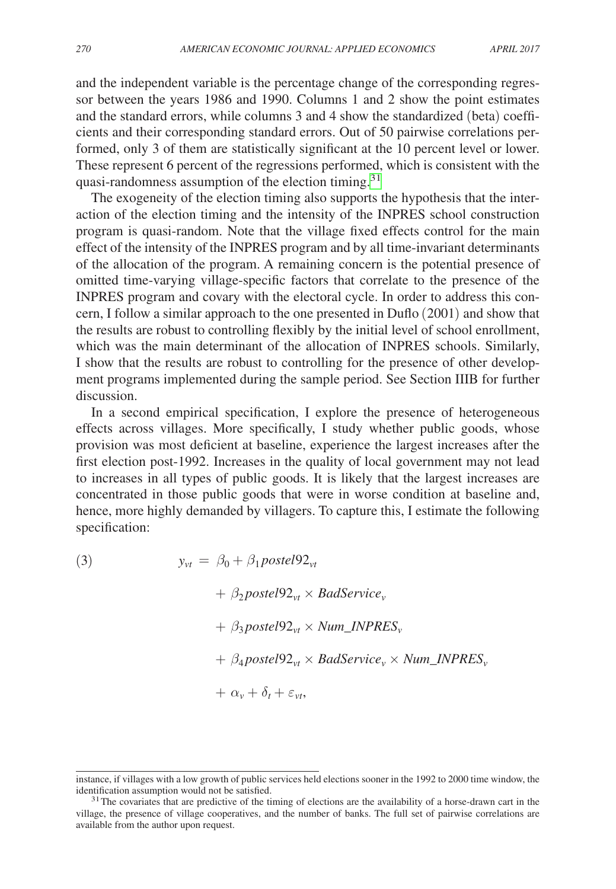and the independent variable is the percentage change of the corresponding regressor between the years 1986 and 1990. Columns 1 and 2 show the point estimates and the standard errors, while columns 3 and 4 show the standardized (beta) coefficients and their corresponding standard errors. Out of 50 pairwise correlations performed, only 3 of them are statistically significant at the 10 percent level or lower. These represent 6 percent of the regressions performed, which is consistent with the quasi-randomness assumption of the election timing.[31]

The exogeneity of the election timing also supports the hypothesis that the interaction of the election timing and the intensity of the INPRES school construction program is quasi-random. Note that the village fixed effects control for the main effect of the intensity of the INPRES program and by all time-invariant determinants of the allocation of the program. A remaining concern is the potential presence of omitted time-varying village-specific factors that correlate to the presence of the INPRES program and covary with the electoral cycle. In order to address this concern, I follow a similar approach to the one presented in Duflo (2001) and show that the results are robust to controlling flexibly by the initial level of school enrollment, which was the main determinant of the allocation of INPRES schools. Similarly, I show that the results are robust to controlling for the presence of other development programs implemented during the sample period. See Section IIIB for further discussion.

In a second empirical specification, I explore the presence of heterogeneous effects across villages. More specifically, I study whether public goods, whose provision was most deficient at baseline, experience the largest increases after the first election post-1992. Increases in the quality of local government may not lead to increases in all types of public goods. It is likely that the largest increases are concentrated in those public goods that were in worse condition at baseline and, hence, more highly demanded by villagers. To capture this, I estimate the following specification:

$$
\begin{aligned}
(3) \qquad y_{vt} = {} & \beta_0 + \beta_1 postel92_{vt} \\
& + \beta_2 postel92_{vt} \times BadService_v \\
& + \beta_3 postel92_{vt} \times Num\_INPRES_v \\
& + \beta_4 postel92_{vt} \times BadService_v \times Num\_INPRES_v \\
& + \alpha_v + \delta_t + \varepsilon_{vt},
\end{aligned}
$$

instance, if villages with a low growth of public services held elections sooner in the 1992 to 2000 time window, the identification assumption would not be satisfied.

[31] The covariates that are predictive of the timing of elections are the availability of a horse-drawn cart in the village, the presence of village cooperatives, and the number of banks. The full set of pairwise correlations are available from the author upon request.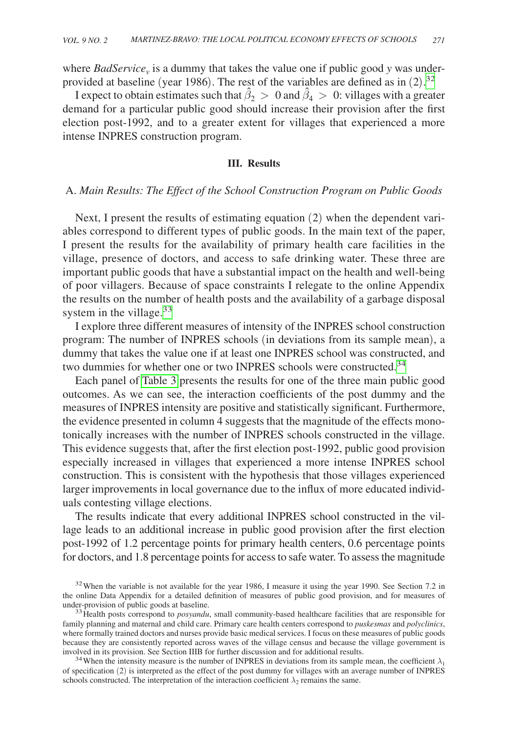where $BadService_y$ is a dummy that takes the value one if public good $y$ was under-provided at baseline (year 1986). The rest of the variables are defined as in (2).[32]

I expect to obtain estimates such that $\hat{\beta}_2 > 0$ and $\hat{\beta}_4 > 0$: villages with a greater demand for a particular public good should increase their provision after the first election post-1992, and to a greater extent for villages that experienced a more intense INPRES construction program.

## III. Results

### A. *Main Results: The Effect of the School Construction Program on Public Goods*

Next, I present the results of estimating equation (2) when the dependent variables correspond to different types of public goods. In the main text of the paper, I present the results for the availability of primary health care facilities in the village, presence of doctors, and access to safe drinking water. These three are important public goods that have a substantial impact on the health and well-being of poor villagers. Because of space constraints I relegate to the online Appendix the results on the number of health posts and the availability of a garbage disposal system in the village.[33]

I explore three different measures of intensity of the INPRES school construction program: The number of INPRES schools (in deviations from its sample mean), a dummy that takes the value one if at least one INPRES school was constructed, and two dummies for whether one or two INPRES schools were constructed.[34]

Each panel of Table 3 presents the results for one of the three main public good outcomes. As we can see, the interaction coefficients of the post dummy and the measures of INPRES intensity are positive and statistically significant. Furthermore, the evidence presented in column 4 suggests that the magnitude of the effects monotonically increases with the number of INPRES schools constructed in the village. This evidence suggests that, after the first election post-1992, public good provision especially increased in villages that experienced a more intense INPRES school construction. This is consistent with the hypothesis that those villages experienced larger improvements in local governance due to the influx of more educated individuals contesting village elections.

The results indicate that every additional INPRES school constructed in the village leads to an additional increase in public good provision after the first election post-1992 of 1.2 percentage points for primary health centers, 0.6 percentage points for doctors, and 1.8 percentage points for access to safe water. To assess the magnitude

[32] When the variable is not available for the year 1986, I measure it using the year 1990. See Section 7.2 in the online Data Appendix for a detailed definition of measures of public good provision, and for measures of under-provision of public goods at baseline.

[33] Health posts correspond to *posyandu*, small community-based healthcare facilities that are responsible for family planning and maternal and child care. Primary care health centers correspond to *puskesmas* and *polyclinics*, where formally trained doctors and nurses provide basic medical services. I focus on these measures of public goods because they are consistently reported across waves of the village census and because the village government is involved in its provision. See Section IIIB for further discussion and for additional results.

[34] When the intensity measure is the number of INPRES in deviations from its sample mean, the coefficient $\lambda_1$ of specification (2) is interpreted as the effect of the post dummy for villages with an average number of INPRES schools constructed. The interpretation of the interaction coefficient $\lambda_2$ remains the same.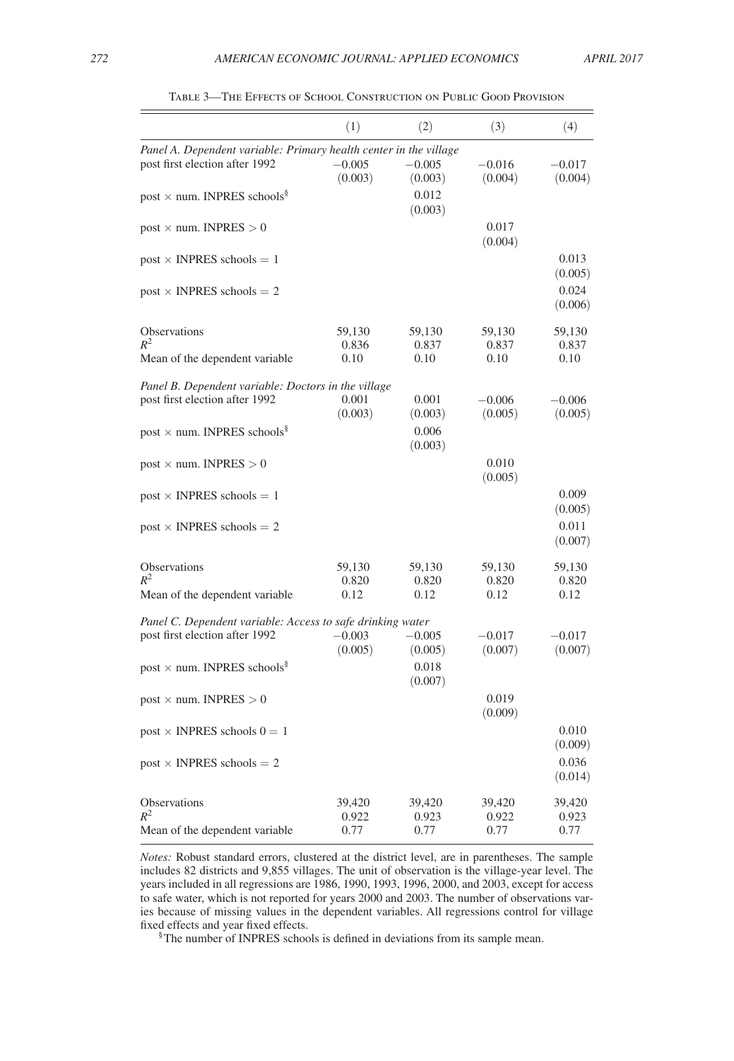Table 3—The Effects of School Construction on Public Good Provision

| | (1) | (2) | (3) | (4) |
|---|---|---|---|---|
| *Panel A. Dependent variable: Primary health center in the village* | | | | |
| post first election after 1992 | −0.005 | −0.005 | −0.016 | −0.017 |
| | (0.003) | (0.003) | (0.004) | (0.004) |
| post × num. INPRES schools[§] | | 0.012 | | |
| | | (0.003) | | |
| post × num. INPRES > 0 | | | 0.017 | |
| | | | (0.004) | |
| post × INPRES schools = 1 | | | | 0.013 |
| | | | | (0.005) |
| post × INPRES schools = 2 | | | | 0.024 |
| | | | | (0.006) |
| Observations | 59,130 | 59,130 | 59,130 | 59,130 |
| $R^2$ | 0.836 | 0.837 | 0.837 | 0.837 |
| Mean of the dependent variable | 0.10 | 0.10 | 0.10 | 0.10 |
| *Panel B. Dependent variable: Doctors in the village* | | | | |
| post first election after 1992 | 0.001 | 0.001 | −0.006 | −0.006 |
| | (0.003) | (0.003) | (0.005) | (0.005) |
| post × num. INPRES schools[§] | | 0.006 | | |
| | | (0.003) | | |
| post × num. INPRES > 0 | | | 0.010 | |
| | | | (0.005) | |
| post × INPRES schools = 1 | | | | 0.009 |
| | | | | (0.005) |
| post × INPRES schools = 2 | | | | 0.011 |
| | | | | (0.007) |
| Observations | 59,130 | 59,130 | 59,130 | 59,130 |
| $R^2$ | 0.820 | 0.820 | 0.820 | 0.820 |
| Mean of the dependent variable | 0.12 | 0.12 | 0.12 | 0.12 |
| *Panel C. Dependent variable: Access to safe drinking water* | | | | |
| post first election after 1992 | −0.003 | −0.005 | −0.017 | −0.017 |
| | (0.005) | (0.005) | (0.007) | (0.007) |
| post × num. INPRES schools[§] | | 0.018 | | |
| | | (0.007) | | |
| post × num. INPRES > 0 | | | 0.019 | |
| | | | (0.009) | |
| post × INPRES schools 0 = 1 | | | | 0.010 |
| | | | | (0.009) |
| post × INPRES schools = 2 | | | | 0.036 |
| | | | | (0.014) |
| Observations | 39,420 | 39,420 | 39,420 | 39,420 |
| $R^2$ | 0.922 | 0.923 | 0.922 | 0.923 |
| Mean of the dependent variable | 0.77 | 0.77 | 0.77 | 0.77 |

*Notes:* Robust standard errors, clustered at the district level, are in parentheses. The sample includes 82 districts and 9,855 villages. The unit of observation is the village-year level. The years included in all regressions are 1986, 1990, 1993, 1996, 2000, and 2003, except for access to safe water, which is not reported for years 2000 and 2003. The number of observations varies because of missing values in the dependent variables. All regressions control for village fixed effects and year fixed effects.

[§]The number of INPRES schools is defined in deviations from its sample mean.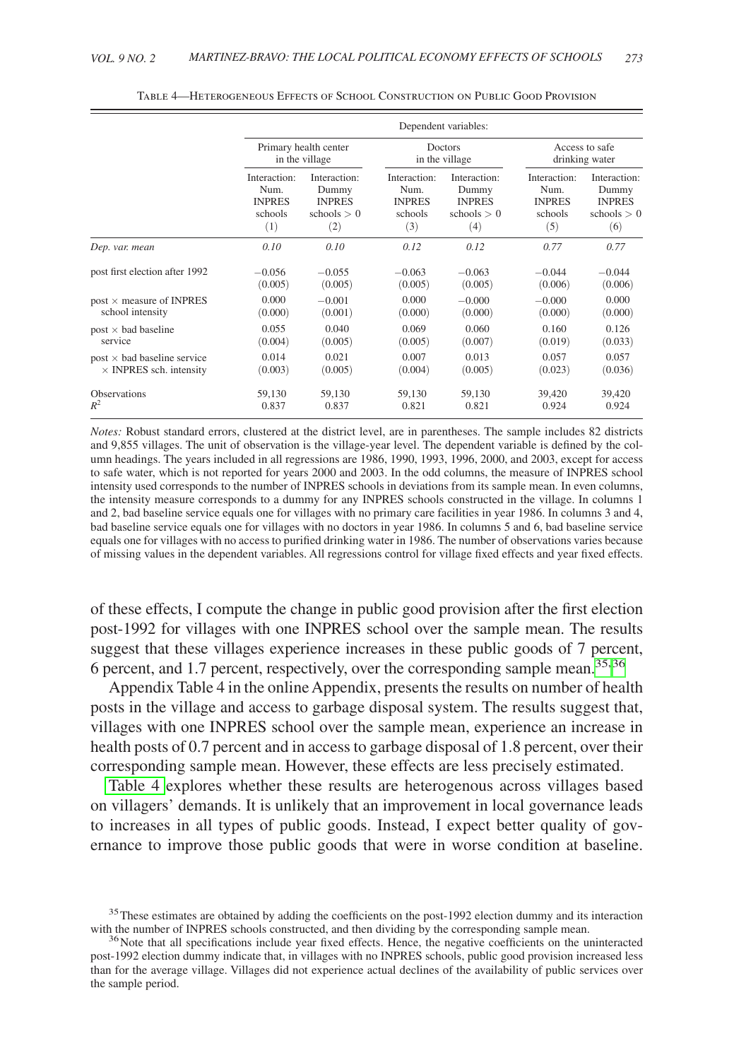Table 4—Heterogeneous Effects of School Construction on Public Good Provision

| | Dependent variables: | | | | | |
|---|---|---|---|---|---|---|
| | Primary health center in the village | | Doctors in the village | | Access to safe drinking water | |
| | Interaction: Num. INPRES schools (1) | Interaction: Dummy INPRES schools $> 0$ (2) | Interaction: Num. INPRES schools (3) | Interaction: Dummy INPRES schools $> 0$ (4) | Interaction: Num. INPRES schools (5) | Interaction: Dummy INPRES schools $> 0$ (6) |
| *Dep. var. mean* | *0.10* | *0.10* | *0.12* | *0.12* | *0.77* | *0.77* |
| post first election after 1992 | $-0.056$ | $-0.055$ | $-0.063$ | $-0.063$ | $-0.044$ | $-0.044$ |
| | (0.005) | (0.005) | (0.005) | (0.005) | (0.006) | (0.006) |
| post $\times$ measure of INPRES school intensity | 0.000 | $-0.001$ | 0.000 | $-0.000$ | $-0.000$ | 0.000 |
| | (0.000) | (0.001) | (0.000) | (0.000) | (0.000) | (0.000) |
| post $\times$ bad baseline service | 0.055 | 0.040 | 0.069 | 0.060 | 0.160 | 0.126 |
| | (0.004) | (0.005) | (0.005) | (0.007) | (0.019) | (0.033) |
| post $\times$ bad baseline service $\times$ INPRES sch. intensity | 0.014 | 0.021 | 0.007 | 0.013 | 0.057 | 0.057 |
| | (0.003) | (0.005) | (0.004) | (0.005) | (0.023) | (0.036) |
| Observations | 59,130 | 59,130 | 59,130 | 59,130 | 39,420 | 39,420 |
| $R^2$ | 0.837 | 0.837 | 0.821 | 0.821 | 0.924 | 0.924 |

*Notes:* Robust standard errors, clustered at the district level, are in parentheses. The sample includes 82 districts and 9,855 villages. The unit of observation is the village-year level. The dependent variable is defined by the column headings. The years included in all regressions are 1986, 1990, 1993, 1996, 2000, and 2003, except for access to safe water, which is not reported for years 2000 and 2003. In the odd columns, the measure of INPRES school intensity used corresponds to the number of INPRES schools in deviations from its sample mean. In even columns, the intensity measure corresponds to a dummy for any INPRES schools constructed in the village. In columns 1 and 2, bad baseline service equals one for villages with no primary care facilities in year 1986. In columns 3 and 4, bad baseline service equals one for villages with no doctors in year 1986. In columns 5 and 6, bad baseline service equals one for villages with no access to purified drinking water in 1986. The number of observations varies because of missing values in the dependent variables. All regressions control for village fixed effects and year fixed effects.

of these effects, I compute the change in public good provision after the first election post-1992 for villages with one INPRES school over the sample mean. The results suggest that these villages experience increases in these public goods of 7 percent, 6 percent, and 1.7 percent, respectively, over the corresponding sample mean.[35,36]

Appendix Table 4 in the online Appendix, presents the results on number of health posts in the village and access to garbage disposal system. The results suggest that, villages with one INPRES school over the sample mean, experience an increase in health posts of 0.7 percent and in access to garbage disposal of 1.8 percent, over their corresponding sample mean. However, these effects are less precisely estimated.

Table 4 explores whether these results are heterogenous across villages based on villagers' demands. It is unlikely that an improvement in local governance leads to increases in all types of public goods. Instead, I expect better quality of governance to improve those public goods that were in worse condition at baseline.

[35] These estimates are obtained by adding the coefficients on the post-1992 election dummy and its interaction with the number of INPRES schools constructed, and then dividing by the corresponding sample mean.

[36] Note that all specifications include year fixed effects. Hence, the negative coefficients on the uninteracted post-1992 election dummy indicate that, in villages with no INPRES schools, public good provision increased less than for the average village. Villages did not experience actual declines of the availability of public services over the sample period.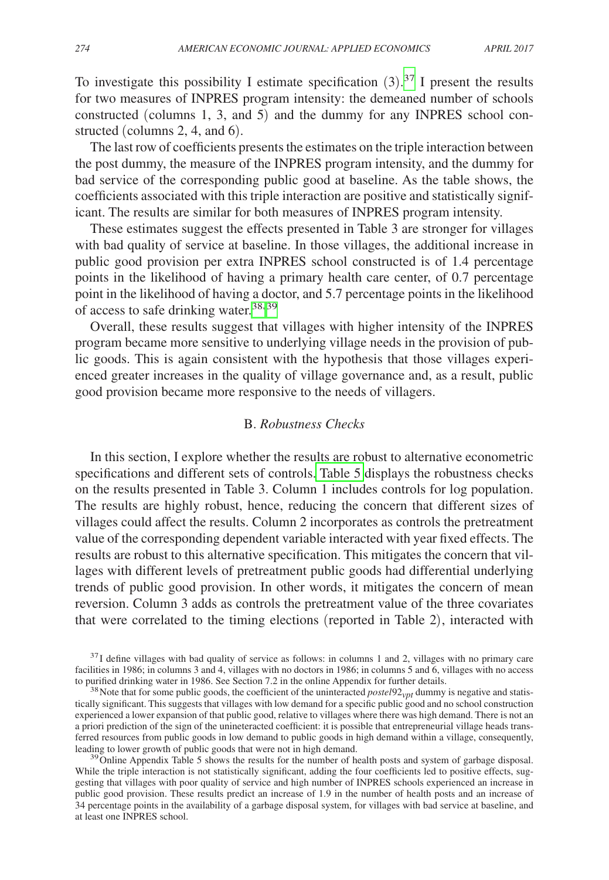To investigate this possibility I estimate specification (3).[37] I present the results for two measures of INPRES program intensity: the demeaned number of schools constructed (columns 1, 3, and 5) and the dummy for any INPRES school constructed (columns 2, 4, and 6).

The last row of coefficients presents the estimates on the triple interaction between the post dummy, the measure of the INPRES program intensity, and the dummy for bad service of the corresponding public good at baseline. As the table shows, the coefficients associated with this triple interaction are positive and statistically significant. The results are similar for both measures of INPRES program intensity.

These estimates suggest the effects presented in Table 3 are stronger for villages with bad quality of service at baseline. In those villages, the additional increase in public good provision per extra INPRES school constructed is of 1.4 percentage points in the likelihood of having a primary health care center, of 0.7 percentage point in the likelihood of having a doctor, and 5.7 percentage points in the likelihood of access to safe drinking water.[38,39]

Overall, these results suggest that villages with higher intensity of the INPRES program became more sensitive to underlying village needs in the provision of public goods. This is again consistent with the hypothesis that those villages experienced greater increases in the quality of village governance and, as a result, public good provision became more responsive to the needs of villagers.

## B. *Robustness Checks*

In this section, I explore whether the results are robust to alternative econometric specifications and different sets of controls. Table 5 displays the robustness checks on the results presented in Table 3. Column 1 includes controls for log population. The results are highly robust, hence, reducing the concern that different sizes of villages could affect the results. Column 2 incorporates as controls the pretreatment value of the corresponding dependent variable interacted with year fixed effects. The results are robust to this alternative specification. This mitigates the concern that villages with different levels of pretreatment public goods had differential underlying trends of public good provision. In other words, it mitigates the concern of mean reversion. Column 3 adds as controls the pretreatment value of the three covariates that were correlated to the timing elections (reported in Table 2), interacted with

[37] I define villages with bad quality of service as follows: in columns 1 and 2, villages with no primary care facilities in 1986; in columns 3 and 4, villages with no doctors in 1986; in columns 5 and 6, villages with no access to purified drinking water in 1986. See Section 7.2 in the online Appendix for further details.

[38] Note that for some public goods, the coefficient of the uninteracted $postel92_{vpt}$ dummy is negative and statistically significant. This suggests that villages with low demand for a specific public good and no school construction experienced a lower expansion of that public good, relative to villages where there was high demand. There is not an a priori prediction of the sign of the unineteracted coefficient: it is possible that entrepreneurial village heads transferred resources from public goods in low demand to public goods in high demand within a village, consequently, leading to lower growth of public goods that were not in high demand.

[39] Online Appendix Table 5 shows the results for the number of health posts and system of garbage disposal. While the triple interaction is not statistically significant, adding the four coefficients led to positive effects, suggesting that villages with poor quality of service and high number of INPRES schools experienced an increase in public good provision. These results predict an increase of 1.9 in the number of health posts and an increase of 34 percentage points in the availability of a garbage disposal system, for villages with bad service at baseline, and at least one INPRES school.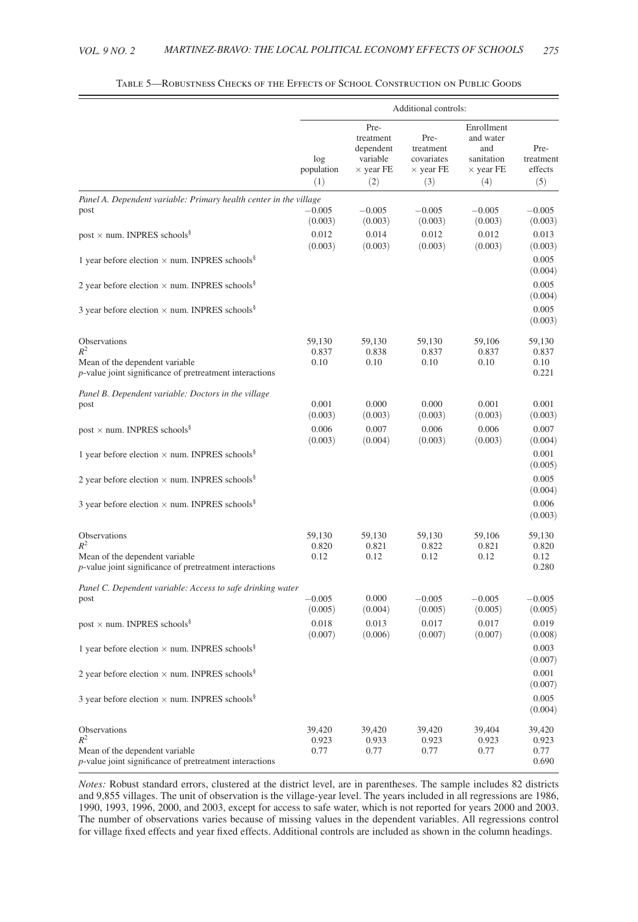Table 5—Robustness Checks of the Effects of School Construction on Public Goods

| | Additional controls: | | | | |
|---|---|---|---|---|---|
| | log population | Pre-treatment dependent variable × year FE | Pre-treatment covariates × year FE | Enrollment and water and sanitation × year FE | Pre-treatment effects |
| | (1) | (2) | (3) | (4) | (5) |
| *Panel A. Dependent variable: Primary health center in the village* | | | | | |
| post | −0.005 | −0.005 | −0.005 | −0.005 | −0.005 |
| | (0.003) | (0.003) | (0.003) | (0.003) | (0.003) |
| post × num. INPRES schools[§] | 0.012 | 0.014 | 0.012 | 0.012 | 0.013 |
| | (0.003) | (0.003) | (0.003) | (0.003) | (0.003) |
| 1 year before election × num. INPRES schools[§] | | | | | 0.005 |
| | | | | | (0.004) |
| 2 year before election × num. INPRES schools[§] | | | | | 0.005 |
| | | | | | (0.004) |
| 3 year before election × num. INPRES schools[§] | | | | | 0.005 |
| | | | | | (0.003) |
| Observations | 59,130 | 59,130 | 59,130 | 59,106 | 59,130 |
| $R^2$ | 0.837 | 0.838 | 0.837 | 0.837 | 0.837 |
| Mean of the dependent variable | 0.10 | 0.10 | 0.10 | 0.10 | 0.10 |
| $p$-value joint significance of pretreatment interactions | | | | | 0.221 |
| *Panel B. Dependent variable: Doctors in the village* | | | | | |
| post | 0.001 | 0.000 | 0.000 | 0.001 | 0.001 |
| | (0.003) | (0.003) | (0.003) | (0.003) | (0.003) |
| post × num. INPRES schools[§] | 0.006 | 0.007 | 0.006 | 0.006 | 0.007 |
| | (0.003) | (0.004) | (0.003) | (0.003) | (0.004) |
| 1 year before election × num. INPRES schools[§] | | | | | 0.001 |
| | | | | | (0.005) |
| 2 year before election × num. INPRES schools[§] | | | | | 0.005 |
| | | | | | (0.004) |
| 3 year before election × num. INPRES schools[§] | | | | | 0.006 |
| | | | | | (0.003) |
| Observations | 59,130 | 59,130 | 59,130 | 59,106 | 59,130 |
| $R^2$ | 0.820 | 0.821 | 0.822 | 0.821 | 0.820 |
| Mean of the dependent variable | 0.12 | 0.12 | 0.12 | 0.12 | 0.12 |
| $p$-value joint significance of pretreatment interactions | | | | | 0.280 |
| *Panel C. Dependent variable: Access to safe drinking water* | | | | | |
| post | −0.005 | 0.000 | −0.005 | −0.005 | −0.005 |
| | (0.005) | (0.004) | (0.005) | (0.005) | (0.005) |
| post × num. INPRES schools[§] | 0.018 | 0.013 | 0.017 | 0.017 | 0.019 |
| | (0.007) | (0.006) | (0.007) | (0.007) | (0.008) |
| 1 year before election × num. INPRES schools[§] | | | | | 0.003 |
| | | | | | (0.007) |
| 2 year before election × num. INPRES schools[§] | | | | | 0.001 |
| | | | | | (0.007) |
| 3 year before election × num. INPRES schools[§] | | | | | 0.005 |
| | | | | | (0.004) |
| Observations | 39,420 | 39,420 | 39,420 | 39,404 | 39,420 |
| $R^2$ | 0.923 | 0.933 | 0.923 | 0.923 | 0.923 |
| Mean of the dependent variable | 0.77 | 0.77 | 0.77 | 0.77 | 0.77 |
| $p$-value joint significance of pretreatment interactions | | | | | 0.690 |

*Notes:* Robust standard errors, clustered at the district level, are in parentheses. The sample includes 82 districts and 9,855 villages. The unit of observation is the village-year level. The years included in all regressions are 1986, 1990, 1993, 1996, 2000, and 2003, except for access to safe water, which is not reported for years 2000 and 2003. The number of observations varies because of missing values in the dependent variables. All regressions control for village fixed effects and year fixed effects. Additional controls are included as shown in the column headings.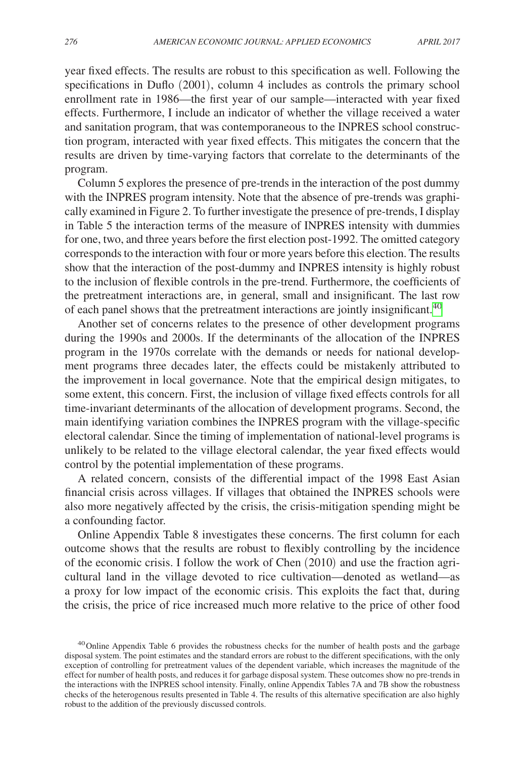year fixed effects. The results are robust to this specification as well. Following the specifications in Duflo (2001), column 4 includes as controls the primary school enrollment rate in 1986—the first year of our sample—interacted with year fixed effects. Furthermore, I include an indicator of whether the village received a water and sanitation program, that was contemporaneous to the INPRES school construction program, interacted with year fixed effects. This mitigates the concern that the results are driven by time-varying factors that correlate to the determinants of the program.

Column 5 explores the presence of pre-trends in the interaction of the post dummy with the INPRES program intensity. Note that the absence of pre-trends was graphically examined in Figure 2. To further investigate the presence of pre-trends, I display in Table 5 the interaction terms of the measure of INPRES intensity with dummies for one, two, and three years before the first election post-1992. The omitted category corresponds to the interaction with four or more years before this election. The results show that the interaction of the post-dummy and INPRES intensity is highly robust to the inclusion of flexible controls in the pre-trend. Furthermore, the coefficients of the pretreatment interactions are, in general, small and insignificant. The last row of each panel shows that the pretreatment interactions are jointly insignificant.[40]

Another set of concerns relates to the presence of other development programs during the 1990s and 2000s. If the determinants of the allocation of the INPRES program in the 1970s correlate with the demands or needs for national development programs three decades later, the effects could be mistakenly attributed to the improvement in local governance. Note that the empirical design mitigates, to some extent, this concern. First, the inclusion of village fixed effects controls for all time-invariant determinants of the allocation of development programs. Second, the main identifying variation combines the INPRES program with the village-specific electoral calendar. Since the timing of implementation of national-level programs is unlikely to be related to the village electoral calendar, the year fixed effects would control by the potential implementation of these programs.

A related concern, consists of the differential impact of the 1998 East Asian financial crisis across villages. If villages that obtained the INPRES schools were also more negatively affected by the crisis, the crisis-mitigation spending might be a confounding factor.

Online Appendix Table 8 investigates these concerns. The first column for each outcome shows that the results are robust to flexibly controlling by the incidence of the economic crisis. I follow the work of Chen (2010) and use the fraction agricultural land in the village devoted to rice cultivation—denoted as wetland—as a proxy for low impact of the economic crisis. This exploits the fact that, during the crisis, the price of rice increased much more relative to the price of other food

[40] Online Appendix Table 6 provides the robustness checks for the number of health posts and the garbage disposal system. The point estimates and the standard errors are robust to the different specifications, with the only exception of controlling for pretreatment values of the dependent variable, which increases the magnitude of the effect for number of health posts, and reduces it for garbage disposal system. These outcomes show no pre-trends in the interactions with the INPRES school intensity. Finally, online Appendix Tables 7A and 7B show the robustness checks of the heterogenous results presented in Table 4. The results of this alternative specification are also highly robust to the addition of the previously discussed controls.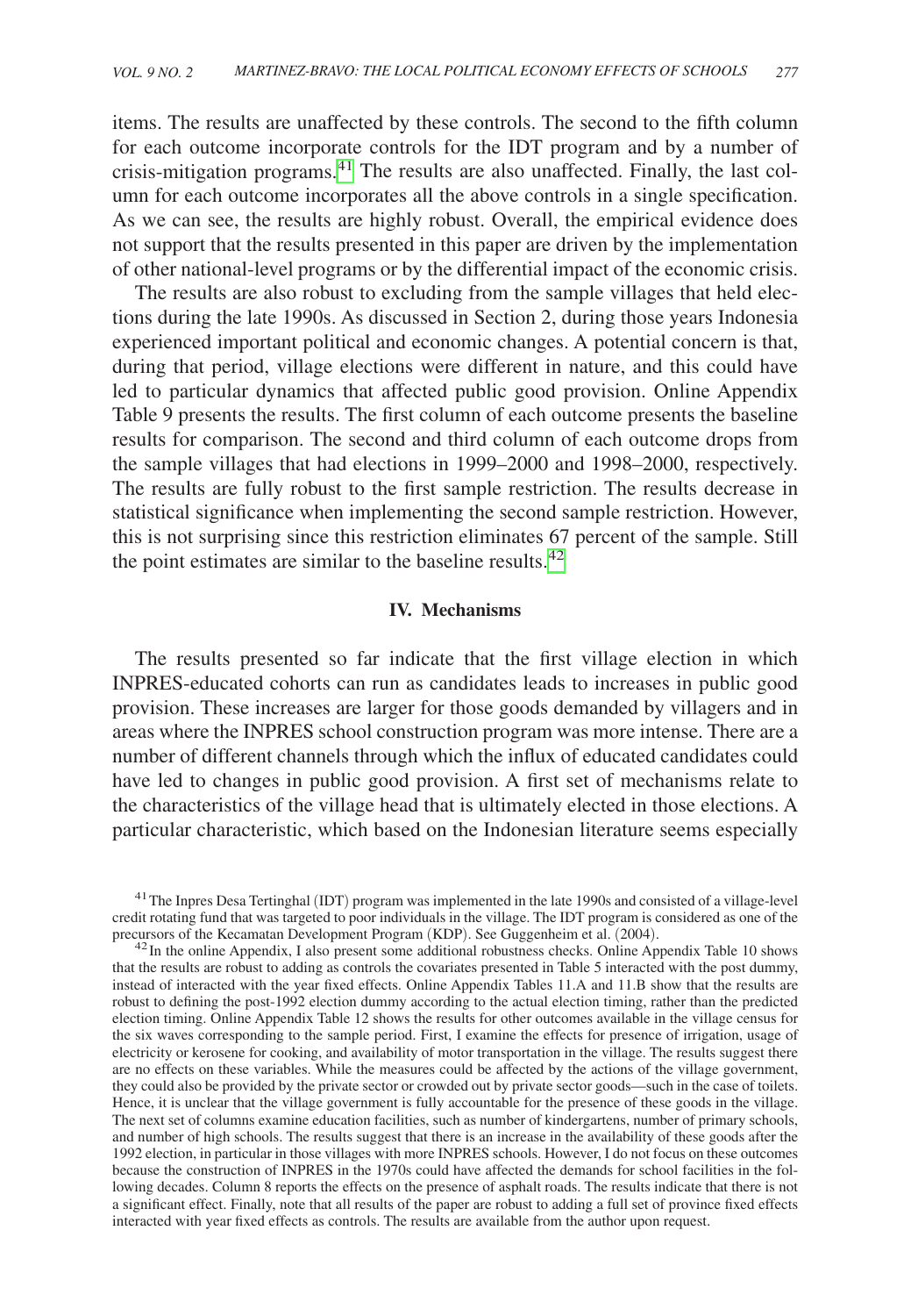items. The results are unaffected by these controls. The second to the fifth column for each outcome incorporate controls for the IDT program and by a number of crisis-mitigation programs.[41] The results are also unaffected. Finally, the last column for each outcome incorporates all the above controls in a single specification. As we can see, the results are highly robust. Overall, the empirical evidence does not support that the results presented in this paper are driven by the implementation of other national-level programs or by the differential impact of the economic crisis.

The results are also robust to excluding from the sample villages that held elections during the late 1990s. As discussed in Section 2, during those years Indonesia experienced important political and economic changes. A potential concern is that, during that period, village elections were different in nature, and this could have led to particular dynamics that affected public good provision. Online Appendix Table 9 presents the results. The first column of each outcome presents the baseline results for comparison. The second and third column of each outcome drops from the sample villages that had elections in 1999–2000 and 1998–2000, respectively. The results are fully robust to the first sample restriction. The results decrease in statistical significance when implementing the second sample restriction. However, this is not surprising since this restriction eliminates 67 percent of the sample. Still the point estimates are similar to the baseline results.[42]

## IV. Mechanisms

The results presented so far indicate that the first village election in which INPRES-educated cohorts can run as candidates leads to increases in public good provision. These increases are larger for those goods demanded by villagers and in areas where the INPRES school construction program was more intense. There are a number of different channels through which the influx of educated candidates could have led to changes in public good provision. A first set of mechanisms relate to the characteristics of the village head that is ultimately elected in those elections. A particular characteristic, which based on the Indonesian literature seems especially

[41] The Inpres Desa Tertinghal (IDT) program was implemented in the late 1990s and consisted of a village-level credit rotating fund that was targeted to poor individuals in the village. The IDT program is considered as one of the precursors of the Kecamatan Development Program (KDP). See Guggenheim et al. (2004).

[42] In the online Appendix, I also present some additional robustness checks. Online Appendix Table 10 shows that the results are robust to adding as controls the covariates presented in Table 5 interacted with the post dummy, instead of interacted with the year fixed effects. Online Appendix Tables 11.A and 11.B show that the results are robust to defining the post-1992 election dummy according to the actual election timing, rather than the predicted election timing. Online Appendix Table 12 shows the results for other outcomes available in the village census for the six waves corresponding to the sample period. First, I examine the effects for presence of irrigation, usage of electricity or kerosene for cooking, and availability of motor transportation in the village. The results suggest there are no effects on these variables. While the measures could be affected by the actions of the village government, they could also be provided by the private sector or crowded out by private sector goods—such in the case of toilets. Hence, it is unclear that the village government is fully accountable for the presence of these goods in the village. The next set of columns examine education facilities, such as number of kindergartens, number of primary schools, and number of high schools. The results suggest that there is an increase in the availability of these goods after the 1992 election, in particular in those villages with more INPRES schools. However, I do not focus on these outcomes because the construction of INPRES in the 1970s could have affected the demands for school facilities in the following decades. Column 8 reports the effects on the presence of asphalt roads. The results indicate that there is not a significant effect. Finally, note that all results of the paper are robust to adding a full set of province fixed effects interacted with year fixed effects as controls. The results are available from the author upon request.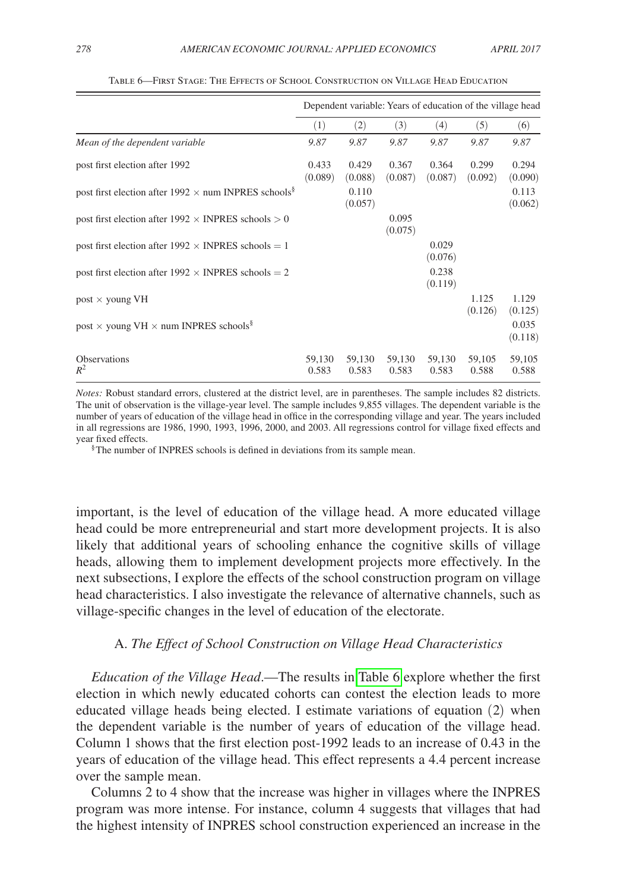Table 6—First Stage: The Effects of School Construction on Village Head Education

| | Dependent variable: Years of education of the village head | | | | | |
|---|---|---|---|---|---|---|
| | (1) | (2) | (3) | (4) | (5) | (6) |
| *Mean of the dependent variable* | *9.87* | *9.87* | *9.87* | *9.87* | *9.87* | *9.87* |
| post first election after 1992 | 0.433 | 0.429 | 0.367 | 0.364 | 0.299 | 0.294 |
| | (0.089) | (0.088) | (0.087) | (0.087) | (0.092) | (0.090) |
| post first election after 1992 × num INPRES schools[§] | | 0.110 | | | | 0.113 |
| | | (0.057) | | | | (0.062) |
| post first election after 1992 × INPRES schools > 0 | | | 0.095 | | | |
| | | | (0.075) | | | |
| post first election after 1992 × INPRES schools = 1 | | | | 0.029 | | |
| | | | | (0.076) | | |
| post first election after 1992 × INPRES schools = 2 | | | | 0.238 | | |
| | | | | (0.119) | | |
| post × young VH | | | | | 1.125 | 1.129 |
| | | | | | (0.126) | (0.125) |
| post × young VH × num INPRES schools[§] | | | | | | 0.035 |
| | | | | | | (0.118) |
| Observations | 59,130 | 59,130 | 59,130 | 59,130 | 59,105 | 59,105 |
| $R^2$ | 0.583 | 0.583 | 0.583 | 0.583 | 0.588 | 0.588 |

*Notes:* Robust standard errors, clustered at the district level, are in parentheses. The sample includes 82 districts. The unit of observation is the village-year level. The sample includes 9,855 villages. The dependent variable is the number of years of education of the village head in office in the corresponding village and year. The years included in all regressions are 1986, 1990, 1993, 1996, 2000, and 2003. All regressions control for village fixed effects and year fixed effects.

[§]The number of INPRES schools is defined in deviations from its sample mean.

important, is the level of education of the village head. A more educated village head could be more entrepreneurial and start more development projects. It is also likely that additional years of schooling enhance the cognitive skills of village heads, allowing them to implement development projects more effectively. In the next subsections, I explore the effects of the school construction program on village head characteristics. I also investigate the relevance of alternative channels, such as village-specific changes in the level of education of the electorate.

### A. *The Effect of School Construction on Village Head Characteristics*

*Education of the Village Head*.—The results in Table 6 explore whether the first election in which newly educated cohorts can contest the election leads to more educated village heads being elected. I estimate variations of equation (2) when the dependent variable is the number of years of education of the village head. Column 1 shows that the first election post-1992 leads to an increase of 0.43 in the years of education of the village head. This effect represents a 4.4 percent increase over the sample mean.

Columns 2 to 4 show that the increase was higher in villages where the INPRES program was more intense. For instance, column 4 suggests that villages that had the highest intensity of INPRES school construction experienced an increase in the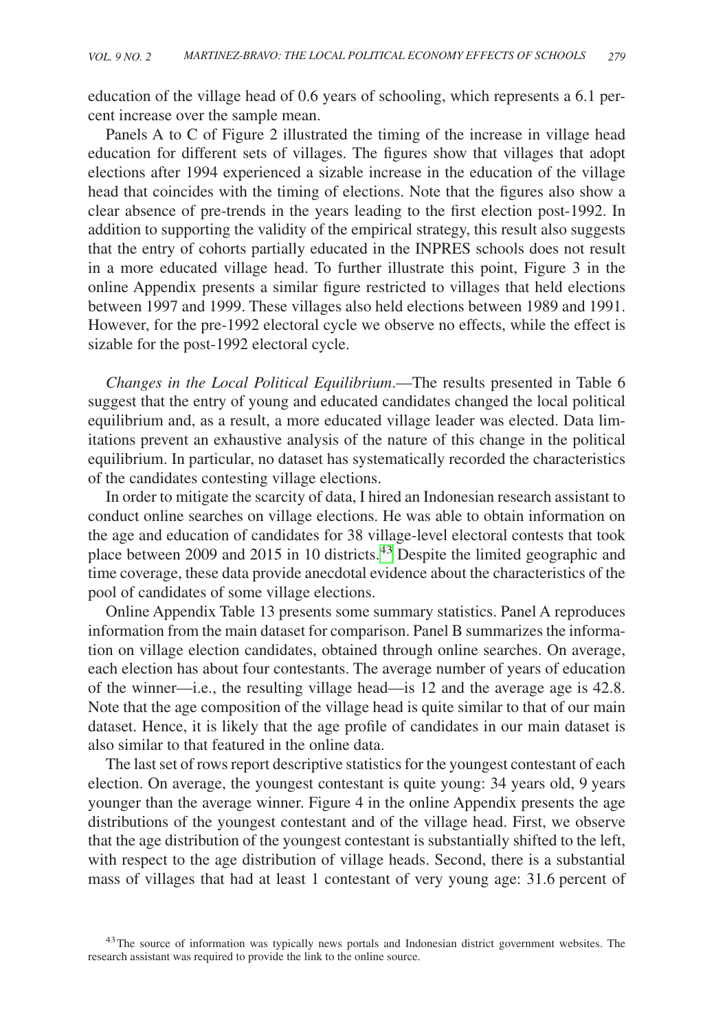education of the village head of 0.6 years of schooling, which represents a 6.1 percent increase over the sample mean.

Panels A to C of Figure 2 illustrated the timing of the increase in village head education for different sets of villages. The figures show that villages that adopt elections after 1994 experienced a sizable increase in the education of the village head that coincides with the timing of elections. Note that the figures also show a clear absence of pre-trends in the years leading to the first election post-1992. In addition to supporting the validity of the empirical strategy, this result also suggests that the entry of cohorts partially educated in the INPRES schools does not result in a more educated village head. To further illustrate this point, Figure 3 in the online Appendix presents a similar figure restricted to villages that held elections between 1997 and 1999. These villages also held elections between 1989 and 1991. However, for the pre-1992 electoral cycle we observe no effects, while the effect is sizable for the post-1992 electoral cycle.

*Changes in the Local Political Equilibrium*.—The results presented in Table 6 suggest that the entry of young and educated candidates changed the local political equilibrium and, as a result, a more educated village leader was elected. Data limitations prevent an exhaustive analysis of the nature of this change in the political equilibrium. In particular, no dataset has systematically recorded the characteristics of the candidates contesting village elections.

In order to mitigate the scarcity of data, I hired an Indonesian research assistant to conduct online searches on village elections. He was able to obtain information on the age and education of candidates for 38 village-level electoral contests that took place between 2009 and 2015 in 10 districts.[43] Despite the limited geographic and time coverage, these data provide anecdotal evidence about the characteristics of the pool of candidates of some village elections.

Online Appendix Table 13 presents some summary statistics. Panel A reproduces information from the main dataset for comparison. Panel B summarizes the information on village election candidates, obtained through online searches. On average, each election has about four contestants. The average number of years of education of the winner—i.e., the resulting village head—is 12 and the average age is 42.8. Note that the age composition of the village head is quite similar to that of our main dataset. Hence, it is likely that the age profile of candidates in our main dataset is also similar to that featured in the online data.

The last set of rows report descriptive statistics for the youngest contestant of each election. On average, the youngest contestant is quite young: 34 years old, 9 years younger than the average winner. Figure 4 in the online Appendix presents the age distributions of the youngest contestant and of the village head. First, we observe that the age distribution of the youngest contestant is substantially shifted to the left, with respect to the age distribution of village heads. Second, there is a substantial mass of villages that had at least 1 contestant of very young age: 31.6 percent of

[43] The source of information was typically news portals and Indonesian district government websites. The research assistant was required to provide the link to the online source.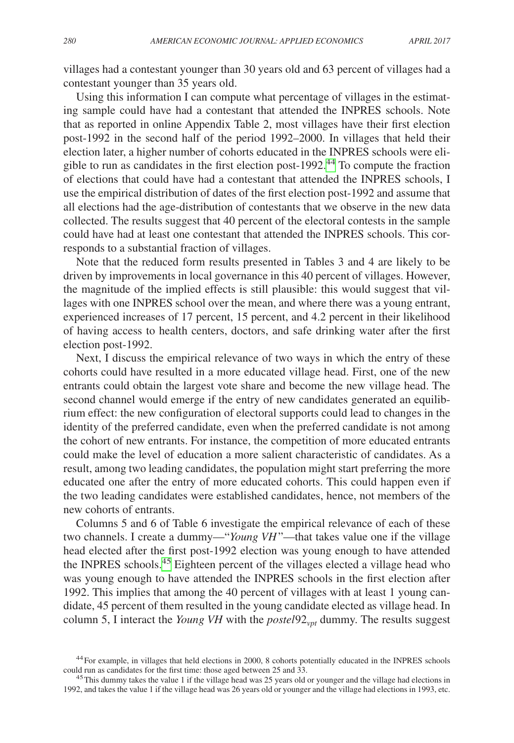villages had a contestant younger than 30 years old and 63 percent of villages had a contestant younger than 35 years old.

Using this information I can compute what percentage of villages in the estimating sample could have had a contestant that attended the INPRES schools. Note that as reported in online Appendix Table 2, most villages have their first election post-1992 in the second half of the period 1992–2000. In villages that held their election later, a higher number of cohorts educated in the INPRES schools were eligible to run as candidates in the first election post-1992.[44] To compute the fraction of elections that could have had a contestant that attended the INPRES schools, I use the empirical distribution of dates of the first election post-1992 and assume that all elections had the age-distribution of contestants that we observe in the new data collected. The results suggest that 40 percent of the electoral contests in the sample could have had at least one contestant that attended the INPRES schools. This corresponds to a substantial fraction of villages.

Note that the reduced form results presented in Tables 3 and 4 are likely to be driven by improvements in local governance in this 40 percent of villages. However, the magnitude of the implied effects is still plausible: this would suggest that villages with one INPRES school over the mean, and where there was a young entrant, experienced increases of 17 percent, 15 percent, and 4.2 percent in their likelihood of having access to health centers, doctors, and safe drinking water after the first election post-1992.

Next, I discuss the empirical relevance of two ways in which the entry of these cohorts could have resulted in a more educated village head. First, one of the new entrants could obtain the largest vote share and become the new village head. The second channel would emerge if the entry of new candidates generated an equilibrium effect: the new configuration of electoral supports could lead to changes in the identity of the preferred candidate, even when the preferred candidate is not among the cohort of new entrants. For instance, the competition of more educated entrants could make the level of education a more salient characteristic of candidates. As a result, among two leading candidates, the population might start preferring the more educated one after the entry of more educated cohorts. This could happen even if the two leading candidates were established candidates, hence, not members of the new cohorts of entrants.

Columns 5 and 6 of Table 6 investigate the empirical relevance of each of these two channels. I create a dummy—"*Young VH*"—that takes value one if the village head elected after the first post-1992 election was young enough to have attended the INPRES schools.[45] Eighteen percent of the villages elected a village head who was young enough to have attended the INPRES schools in the first election after 1992. This implies that among the 40 percent of villages with at least 1 young candidate, 45 percent of them resulted in the young candidate elected as village head. In column 5, I interact the *Young VH* with the $postel92_{vpt}$ dummy. The results suggest

[44] For example, in villages that held elections in 2000, 8 cohorts potentially educated in the INPRES schools could run as candidates for the first time: those aged between 25 and 33.

[45] This dummy takes the value 1 if the village head was 25 years old or younger and the village had elections in 1992, and takes the value 1 if the village head was 26 years old or younger and the village had elections in 1993, etc.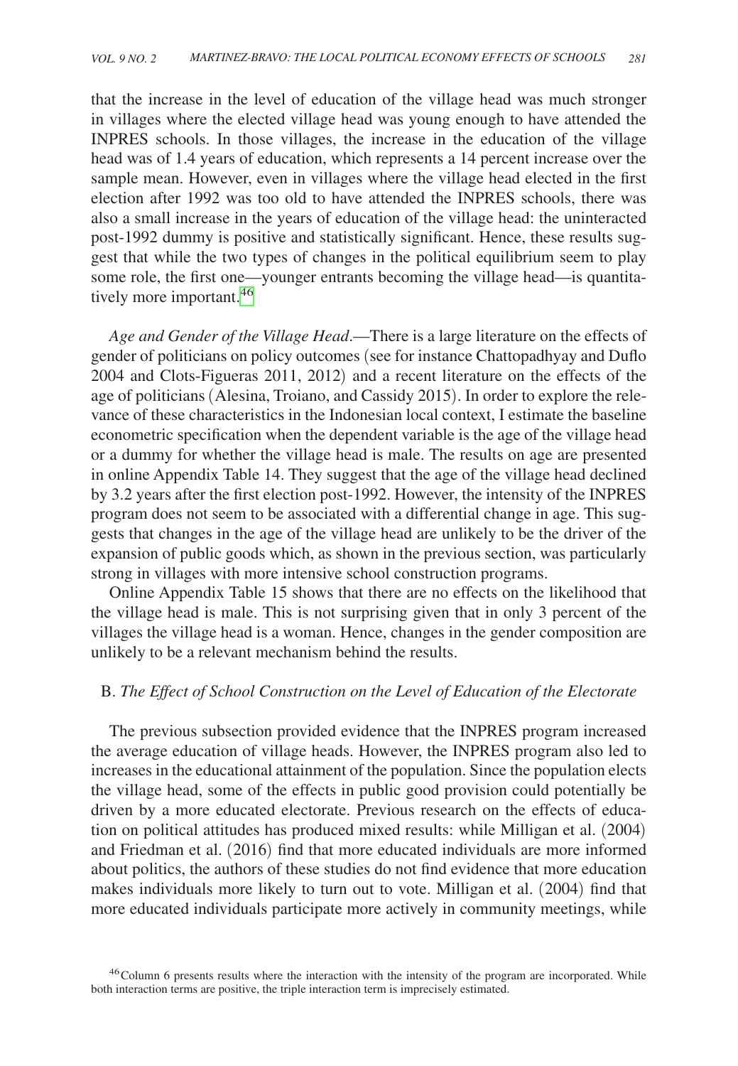that the increase in the level of education of the village head was much stronger in villages where the elected village head was young enough to have attended the INPRES schools. In those villages, the increase in the education of the village head was of 1.4 years of education, which represents a 14 percent increase over the sample mean. However, even in villages where the village head elected in the first election after 1992 was too old to have attended the INPRES schools, there was also a small increase in the years of education of the village head: the uninteracted post-1992 dummy is positive and statistically significant. Hence, these results suggest that while the two types of changes in the political equilibrium seem to play some role, the first one—younger entrants becoming the village head—is quantitatively more important.[46]

*Age and Gender of the Village Head*.—There is a large literature on the effects of gender of politicians on policy outcomes (see for instance Chattopadhyay and Duflo 2004 and Clots-Figueras 2011, 2012) and a recent literature on the effects of the age of politicians (Alesina, Troiano, and Cassidy 2015). In order to explore the relevance of these characteristics in the Indonesian local context, I estimate the baseline econometric specification when the dependent variable is the age of the village head or a dummy for whether the village head is male. The results on age are presented in online Appendix Table 14. They suggest that the age of the village head declined by 3.2 years after the first election post-1992. However, the intensity of the INPRES program does not seem to be associated with a differential change in age. This suggests that changes in the age of the village head are unlikely to be the driver of the expansion of public goods which, as shown in the previous section, was particularly strong in villages with more intensive school construction programs.

Online Appendix Table 15 shows that there are no effects on the likelihood that the village head is male. This is not surprising given that in only 3 percent of the villages the village head is a woman. Hence, changes in the gender composition are unlikely to be a relevant mechanism behind the results.

## B. *The Effect of School Construction on the Level of Education of the Electorate*

The previous subsection provided evidence that the INPRES program increased the average education of village heads. However, the INPRES program also led to increases in the educational attainment of the population. Since the population elects the village head, some of the effects in public good provision could potentially be driven by a more educated electorate. Previous research on the effects of education on political attitudes has produced mixed results: while Milligan et al. (2004) and Friedman et al. (2016) find that more educated individuals are more informed about politics, the authors of these studies do not find evidence that more education makes individuals more likely to turn out to vote. Milligan et al. (2004) find that more educated individuals participate more actively in community meetings, while

[46] Column 6 presents results where the interaction with the intensity of the program are incorporated. While both interaction terms are positive, the triple interaction term is imprecisely estimated.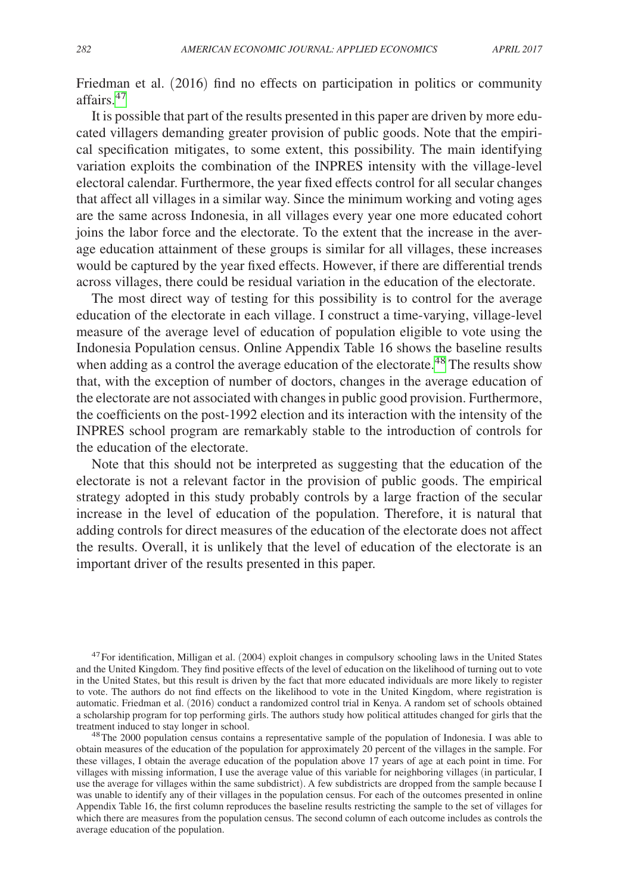Friedman et al. (2016) find no effects on participation in politics or community affairs.[47]

It is possible that part of the results presented in this paper are driven by more educated villagers demanding greater provision of public goods. Note that the empirical specification mitigates, to some extent, this possibility. The main identifying variation exploits the combination of the INPRES intensity with the village-level electoral calendar. Furthermore, the year fixed effects control for all secular changes that affect all villages in a similar way. Since the minimum working and voting ages are the same across Indonesia, in all villages every year one more educated cohort joins the labor force and the electorate. To the extent that the increase in the average education attainment of these groups is similar for all villages, these increases would be captured by the year fixed effects. However, if there are differential trends across villages, there could be residual variation in the education of the electorate.

The most direct way of testing for this possibility is to control for the average education of the electorate in each village. I construct a time-varying, village-level measure of the average level of education of population eligible to vote using the Indonesia Population census. Online Appendix Table 16 shows the baseline results when adding as a control the average education of the electorate.[48] The results show that, with the exception of number of doctors, changes in the average education of the electorate are not associated with changes in public good provision. Furthermore, the coefficients on the post-1992 election and its interaction with the intensity of the INPRES school program are remarkably stable to the introduction of controls for the education of the electorate.

Note that this should not be interpreted as suggesting that the education of the electorate is not a relevant factor in the provision of public goods. The empirical strategy adopted in this study probably controls by a large fraction of the secular increase in the level of education of the population. Therefore, it is natural that adding controls for direct measures of the education of the electorate does not affect the results. Overall, it is unlikely that the level of education of the electorate is an important driver of the results presented in this paper.

[47] For identification, Milligan et al. (2004) exploit changes in compulsory schooling laws in the United States and the United Kingdom. They find positive effects of the level of education on the likelihood of turning out to vote in the United States, but this result is driven by the fact that more educated individuals are more likely to register to vote. The authors do not find effects on the likelihood to vote in the United Kingdom, where registration is automatic. Friedman et al. (2016) conduct a randomized control trial in Kenya. A random set of schools obtained a scholarship program for top performing girls. The authors study how political attitudes changed for girls that the treatment induced to stay longer in school.

[48] The 2000 population census contains a representative sample of the population of Indonesia. I was able to obtain measures of the education of the population for approximately 20 percent of the villages in the sample. For these villages, I obtain the average education of the population above 17 years of age at each point in time. For villages with missing information, I use the average value of this variable for neighboring villages (in particular, I use the average for villages within the same subdistrict). A few subdistricts are dropped from the sample because I was unable to identify any of their villages in the population census. For each of the outcomes presented in online Appendix Table 16, the first column reproduces the baseline results restricting the sample to the set of villages for which there are measures from the population census. The second column of each outcome includes as controls the average education of the population.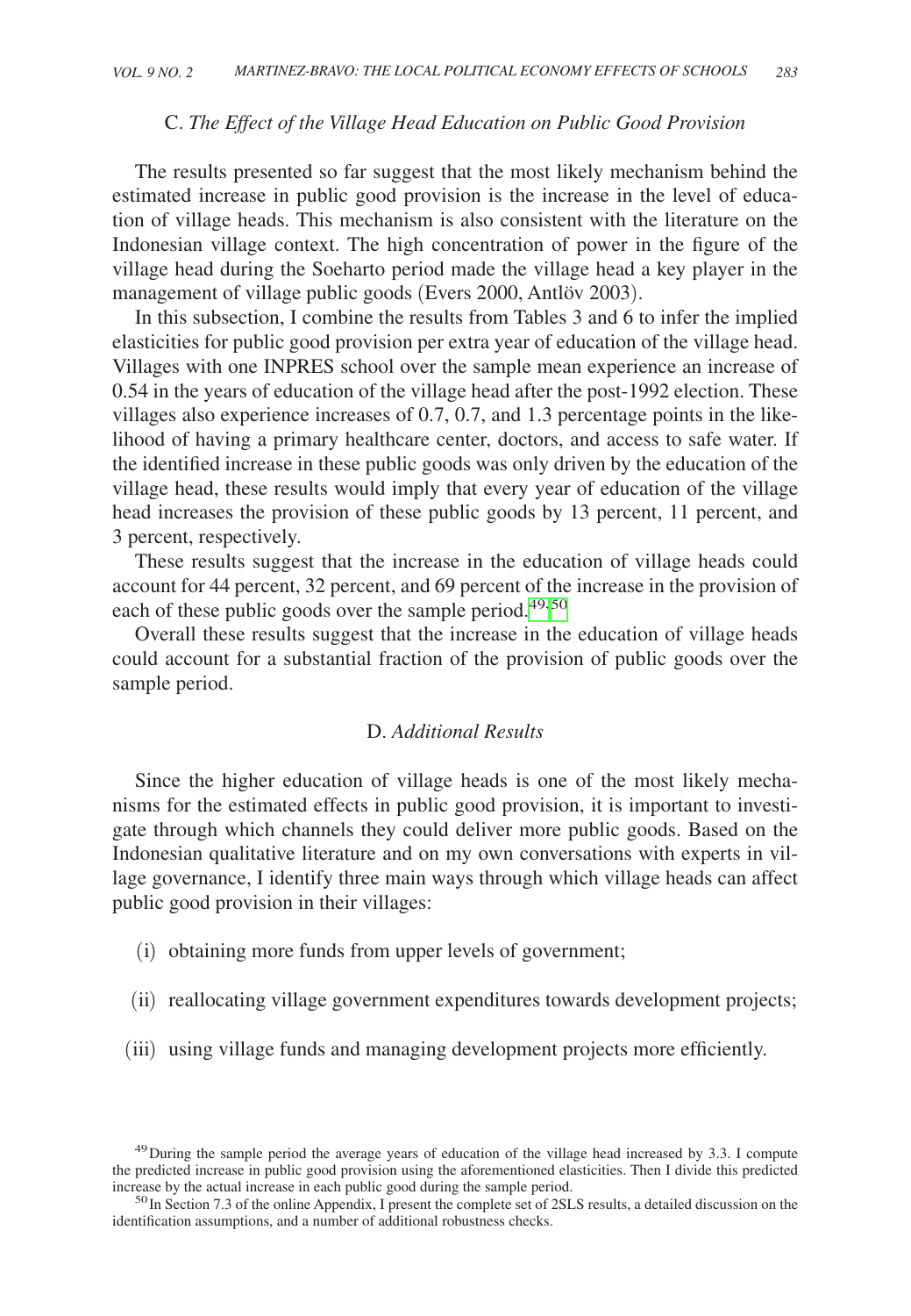### C. *The Effect of the Village Head Education on Public Good Provision*

The results presented so far suggest that the most likely mechanism behind the estimated increase in public good provision is the increase in the level of education of village heads. This mechanism is also consistent with the literature on the Indonesian village context. The high concentration of power in the figure of the village head during the Soeharto period made the village head a key player in the management of village public goods (Evers 2000, Antlöv 2003).

In this subsection, I combine the results from Tables 3 and 6 to infer the implied elasticities for public good provision per extra year of education of the village head. Villages with one INPRES school over the sample mean experience an increase of 0.54 in the years of education of the village head after the post-1992 election. These villages also experience increases of 0.7, 0.7, and 1.3 percentage points in the likelihood of having a primary healthcare center, doctors, and access to safe water. If the identified increase in these public goods was only driven by the education of the village head, these results would imply that every year of education of the village head increases the provision of these public goods by 13 percent, 11 percent, and 3 percent, respectively.

These results suggest that the increase in the education of village heads could account for 44 percent, 32 percent, and 69 percent of the increase in the provision of each of these public goods over the sample period.[49,50]

Overall these results suggest that the increase in the education of village heads could account for a substantial fraction of the provision of public goods over the sample period.

### D. *Additional Results*

Since the higher education of village heads is one of the most likely mechanisms for the estimated effects in public good provision, it is important to investigate through which channels they could deliver more public goods. Based on the Indonesian qualitative literature and on my own conversations with experts in village governance, I identify three main ways through which village heads can affect public good provision in their villages:

(i) obtaining more funds from upper levels of government;

(ii) reallocating village government expenditures towards development projects;

(iii) using village funds and managing development projects more efficiently.

[49] During the sample period the average years of education of the village head increased by 3.3. I compute the predicted increase in public good provision using the aforementioned elasticities. Then I divide this predicted increase by the actual increase in each public good during the sample period.

[50] In Section 7.3 of the online Appendix, I present the complete set of 2SLS results, a detailed discussion on the identification assumptions, and a number of additional robustness checks.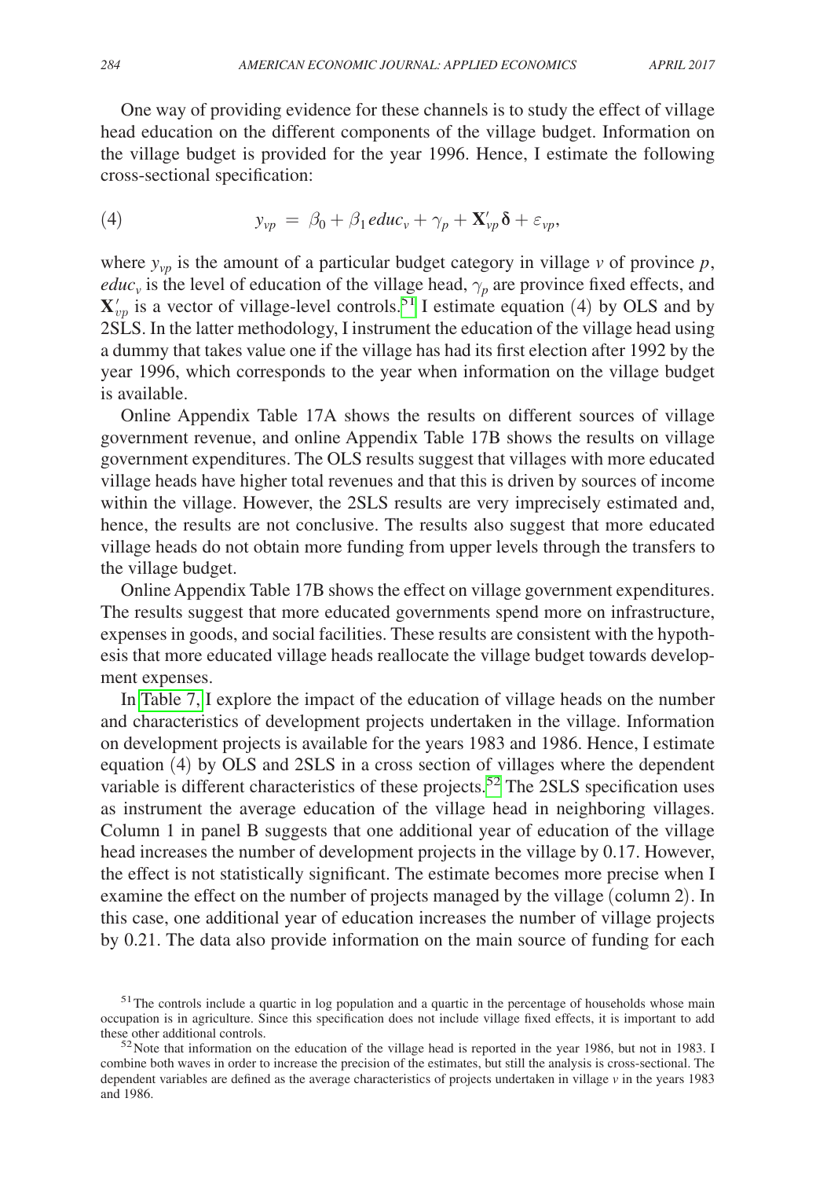One way of providing evidence for these channels is to study the effect of village head education on the different components of the village budget. Information on the village budget is provided for the year 1996. Hence, I estimate the following cross-sectional specification:

$$(4) \qquad y_{vp} = \beta_0 + \beta_1 educ_v + \gamma_p + \mathbf{X}'_{vp}\boldsymbol{\delta} + \varepsilon_{vp},$$

where $y_{vp}$ is the amount of a particular budget category in village $v$ of province $p$, $educ_v$ is the level of education of the village head, $\gamma_p$ are province fixed effects, and $\mathbf{X}'_{vp}$ is a vector of village-level controls.[51] I estimate equation (4) by OLS and by 2SLS. In the latter methodology, I instrument the education of the village head using a dummy that takes value one if the village has had its first election after 1992 by the year 1996, which corresponds to the year when information on the village budget is available.

Online Appendix Table 17A shows the results on different sources of village government revenue, and online Appendix Table 17B shows the results on village government expenditures. The OLS results suggest that villages with more educated village heads have higher total revenues and that this is driven by sources of income within the village. However, the 2SLS results are very imprecisely estimated and, hence, the results are not conclusive. The results also suggest that more educated village heads do not obtain more funding from upper levels through the transfers to the village budget.

Online Appendix Table 17B shows the effect on village government expenditures. The results suggest that more educated governments spend more on infrastructure, expenses in goods, and social facilities. These results are consistent with the hypothesis that more educated village heads reallocate the village budget towards development expenses.

In Table 7, I explore the impact of the education of village heads on the number and characteristics of development projects undertaken in the village. Information on development projects is available for the years 1983 and 1986. Hence, I estimate equation (4) by OLS and 2SLS in a cross section of villages where the dependent variable is different characteristics of these projects.[52] The 2SLS specification uses as instrument the average education of the village head in neighboring villages. Column 1 in panel B suggests that one additional year of education of the village head increases the number of development projects in the village by 0.17. However, the effect is not statistically significant. The estimate becomes more precise when I examine the effect on the number of projects managed by the village (column 2). In this case, one additional year of education increases the number of village projects by 0.21. The data also provide information on the main source of funding for each

[51] The controls include a quartic in log population and a quartic in the percentage of households whose main occupation is in agriculture. Since this specification does not include village fixed effects, it is important to add these other additional controls.

[52] Note that information on the education of the village head is reported in the year 1986, but not in 1983. I combine both waves in order to increase the precision of the estimates, but still the analysis is cross-sectional. The dependent variables are defined as the average characteristics of projects undertaken in village $v$ in the years 1983 and 1986.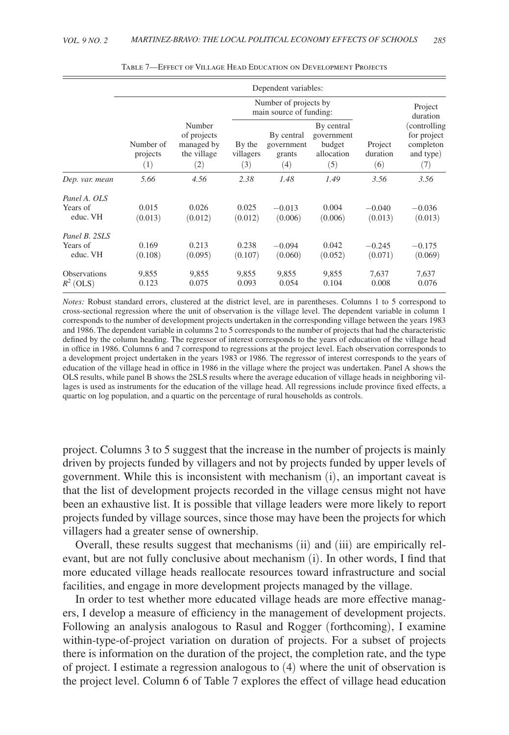Table 7—Effect of Village Head Education on Development Projects

| | Dependent variables: | | | | | | |
|---|---|---|---|---|---|---|---|
| | | | Number of projects by main source of funding: | | | | Project duration |
| | Number of projects (1) | Number of projects managed by the village (2) | By the villagers (3) | By central government grants (4) | By central government budget allocation (5) | Project duration (6) | (controlling for project completon and type) (7) |
| *Dep. var. mean* | *5.66* | *4.56* | *2.38* | *1.48* | *1.49* | *3.56* | *3.56* |
| *Panel A. OLS* | | | | | | | |
| Years of educ. VH | 0.015 | 0.026 | 0.025 | −0.013 | 0.004 | −0.040 | −0.036 |
| | (0.013) | (0.012) | (0.012) | (0.006) | (0.006) | (0.013) | (0.013) |
| *Panel B. 2SLS* | | | | | | | |
| Years of educ. VH | 0.169 | 0.213 | 0.238 | −0.094 | 0.042 | −0.245 | −0.175 |
| | (0.108) | (0.095) | (0.107) | (0.060) | (0.052) | (0.071) | (0.069) |
| Observations | 9,855 | 9,855 | 9,855 | 9,855 | 9,855 | 7,637 | 7,637 |
| $R^2$ (OLS) | 0.123 | 0.075 | 0.093 | 0.054 | 0.104 | 0.008 | 0.076 |

*Notes:* Robust standard errors, clustered at the district level, are in parentheses. Columns 1 to 5 correspond to cross-sectional regression where the unit of observation is the village level. The dependent variable in column 1 corresponds to the number of development projects undertaken in the corresponding village between the years 1983 and 1986. The dependent variable in columns 2 to 5 corresponds to the number of projects that had the characteristic defined by the column heading. The regressor of interest corresponds to the years of education of the village head in office in 1986. Columns 6 and 7 correspond to regressions at the project level. Each observation corresponds to a development project undertaken in the years 1983 or 1986. The regressor of interest corresponds to the years of education of the village head in office in 1986 in the village where the project was undertaken. Panel A shows the OLS results, while panel B shows the 2SLS results where the average education of village heads in neighboring villages is used as instruments for the education of the village head. All regressions include province fixed effects, a quartic on log population, and a quartic on the percentage of rural households as controls.

project. Columns 3 to 5 suggest that the increase in the number of projects is mainly driven by projects funded by villagers and not by projects funded by upper levels of government. While this is inconsistent with mechanism (i), an important caveat is that the list of development projects recorded in the village census might not have been an exhaustive list. It is possible that village leaders were more likely to report projects funded by village sources, since those may have been the projects for which villagers had a greater sense of ownership.

Overall, these results suggest that mechanisms (ii) and (iii) are empirically relevant, but are not fully conclusive about mechanism (i). In other words, I find that more educated village heads reallocate resources toward infrastructure and social facilities, and engage in more development projects managed by the village.

In order to test whether more educated village heads are more effective managers, I develop a measure of efficiency in the management of development projects. Following an analysis analogous to Rasul and Rogger (forthcoming), I examine within-type-of-project variation on duration of projects. For a subset of projects there is information on the duration of the project, the completion rate, and the type of project. I estimate a regression analogous to (4) where the unit of observation is the project level. Column 6 of Table 7 explores the effect of village head education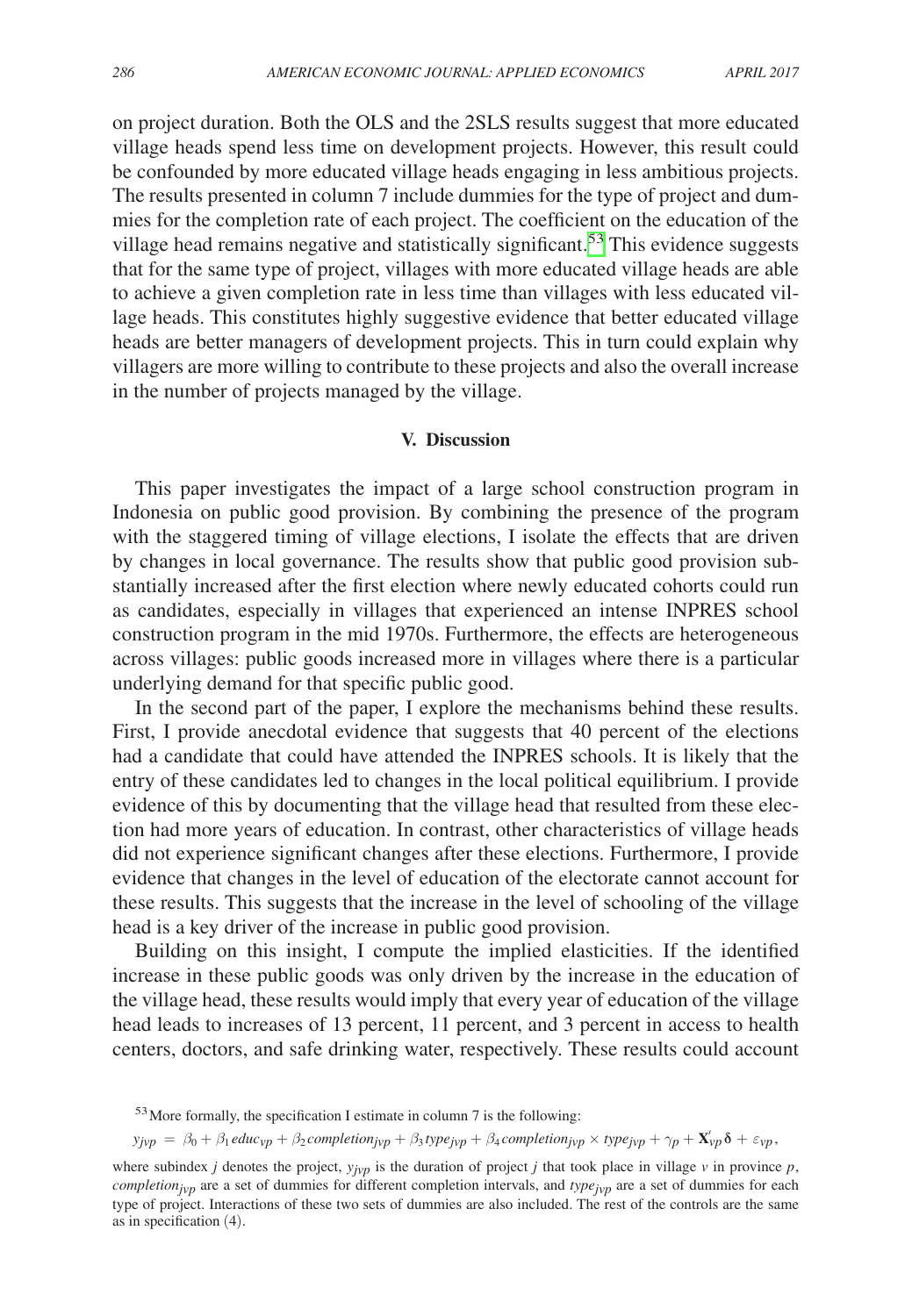on project duration. Both the OLS and the 2SLS results suggest that more educated village heads spend less time on development projects. However, this result could be confounded by more educated village heads engaging in less ambitious projects. The results presented in column 7 include dummies for the type of project and dummies for the completion rate of each project. The coefficient on the education of the village head remains negative and statistically significant.[53] This evidence suggests that for the same type of project, villages with more educated village heads are able to achieve a given completion rate in less time than villages with less educated village heads. This constitutes highly suggestive evidence that better educated village heads are better managers of development projects. This in turn could explain why villagers are more willing to contribute to these projects and also the overall increase in the number of projects managed by the village.

## V. Discussion

This paper investigates the impact of a large school construction program in Indonesia on public good provision. By combining the presence of the program with the staggered timing of village elections, I isolate the effects that are driven by changes in local governance. The results show that public good provision substantially increased after the first election where newly educated cohorts could run as candidates, especially in villages that experienced an intense INPRES school construction program in the mid 1970s. Furthermore, the effects are heterogeneous across villages: public goods increased more in villages where there is a particular underlying demand for that specific public good.

In the second part of the paper, I explore the mechanisms behind these results. First, I provide anecdotal evidence that suggests that 40 percent of the elections had a candidate that could have attended the INPRES schools. It is likely that the entry of these candidates led to changes in the local political equilibrium. I provide evidence of this by documenting that the village head that resulted from these election had more years of education. In contrast, other characteristics of village heads did not experience significant changes after these elections. Furthermore, I provide evidence that changes in the level of education of the electorate cannot account for these results. This suggests that the increase in the level of schooling of the village head is a key driver of the increase in public good provision.

Building on this insight, I compute the implied elasticities. If the identified increase in these public goods was only driven by the increase in the education of the village head, these results would imply that every year of education of the village head leads to increases of 13 percent, 11 percent, and 3 percent in access to health centers, doctors, and safe drinking water, respectively. These results could account

[53] More formally, the specification I estimate in column 7 is the following:

$$y_{jvp} = \beta_0 + \beta_1 educ_{vp} + \beta_2 completion_{jvp} + \beta_3 type_{jvp} + \beta_4 completion_{jvp} \times type_{jvp} + \gamma_p + \mathbf{X}'_{vp}\boldsymbol{\delta} + \varepsilon_{vp},$$

where subindex $j$ denotes the project, $y_{jvp}$ is the duration of project $j$ that took place in village $v$ in province $p$, $completion_{jvp}$ are a set of dummies for different completion intervals, and $type_{jvp}$ are a set of dummies for each type of project. Interactions of these two sets of dummies are also included. The rest of the controls are the same as in specification (4).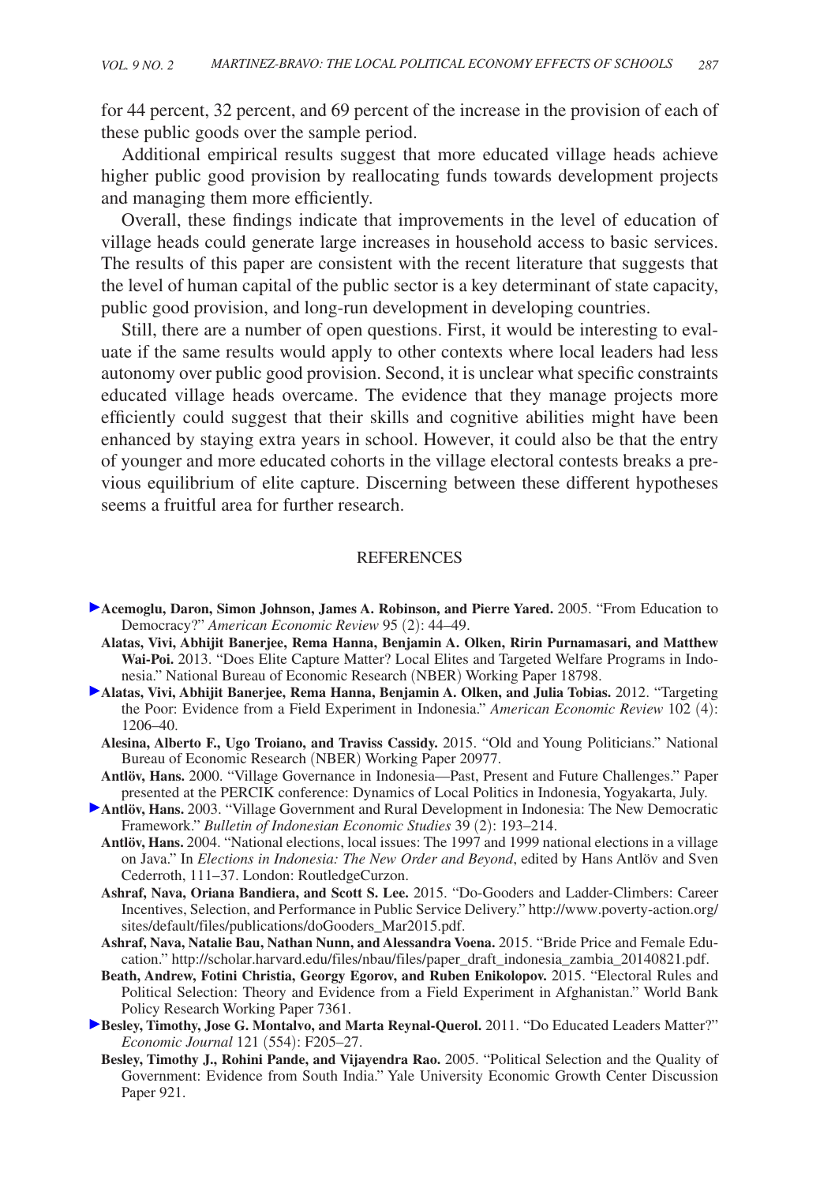for 44 percent, 32 percent, and 69 percent of the increase in the provision of each of these public goods over the sample period.

Additional empirical results suggest that more educated village heads achieve higher public good provision by reallocating funds towards development projects and managing them more efficiently.

Overall, these findings indicate that improvements in the level of education of village heads could generate large increases in household access to basic services. The results of this paper are consistent with the recent literature that suggests that the level of human capital of the public sector is a key determinant of state capacity, public good provision, and long-run development in developing countries.

Still, there are a number of open questions. First, it would be interesting to evaluate if the same results would apply to other contexts where local leaders had less autonomy over public good provision. Second, it is unclear what specific constraints educated village heads overcame. The evidence that they manage projects more efficiently could suggest that their skills and cognitive abilities might have been enhanced by staying extra years in school. However, it could also be that the entry of younger and more educated cohorts in the village electoral contests breaks a previous equilibrium of elite capture. Discerning between these different hypotheses seems a fruitful area for further research.

## REFERENCES

**Acemoglu, Daron, Simon Johnson, James A. Robinson, and Pierre Yared.** 2005. "From Education to Democracy?" *American Economic Review* 95 (2): 44–49.

**Alatas, Vivi, Abhijit Banerjee, Rema Hanna, Benjamin A. Olken, Ririn Purnamasari, and Matthew Wai-Poi.** 2013. "Does Elite Capture Matter? Local Elites and Targeted Welfare Programs in Indonesia." National Bureau of Economic Research (NBER) Working Paper 18798.

**Alatas, Vivi, Abhijit Banerjee, Rema Hanna, Benjamin A. Olken, and Julia Tobias.** 2012. "Targeting the Poor: Evidence from a Field Experiment in Indonesia." *American Economic Review* 102 (4): 1206–40.

**Alesina, Alberto F., Ugo Troiano, and Traviss Cassidy.** 2015. "Old and Young Politicians." National Bureau of Economic Research (NBER) Working Paper 20977.

**Antlöv, Hans.** 2000. "Village Governance in Indonesia—Past, Present and Future Challenges." Paper presented at the PERCIK conference: Dynamics of Local Politics in Indonesia, Yogyakarta, July.

**Antlöv, Hans.** 2003. "Village Government and Rural Development in Indonesia: The New Democratic Framework." *Bulletin of Indonesian Economic Studies* 39 (2): 193–214.

**Antlöv, Hans.** 2004. "National elections, local issues: The 1997 and 1999 national elections in a village on Java." In *Elections in Indonesia: The New Order and Beyond*, edited by Hans Antlöv and Sven Cederroth, 111–37. London: RoutledgeCurzon.

**Ashraf, Nava, Oriana Bandiera, and Scott S. Lee.** 2015. "Do-Gooders and Ladder-Climbers: Career Incentives, Selection, and Performance in Public Service Delivery." http://www.poverty-action.org/sites/default/files/publications/doGooders_Mar2015.pdf.

**Ashraf, Nava, Natalie Bau, Nathan Nunn, and Alessandra Voena.** 2015. "Bride Price and Female Education." http://scholar.harvard.edu/files/nbau/files/paper_draft_indonesia_zambia_20140821.pdf.

**Beath, Andrew, Fotini Christia, Georgy Egorov, and Ruben Enikolopov.** 2015. "Electoral Rules and Political Selection: Theory and Evidence from a Field Experiment in Afghanistan." World Bank Policy Research Working Paper 7361.

**Besley, Timothy, Jose G. Montalvo, and Marta Reynal-Querol.** 2011. "Do Educated Leaders Matter?" *Economic Journal* 121 (554): F205–27.

**Besley, Timothy J., Rohini Pande, and Vijayendra Rao.** 2005. "Political Selection and the Quality of Government: Evidence from South India." Yale University Economic Growth Center Discussion Paper 921.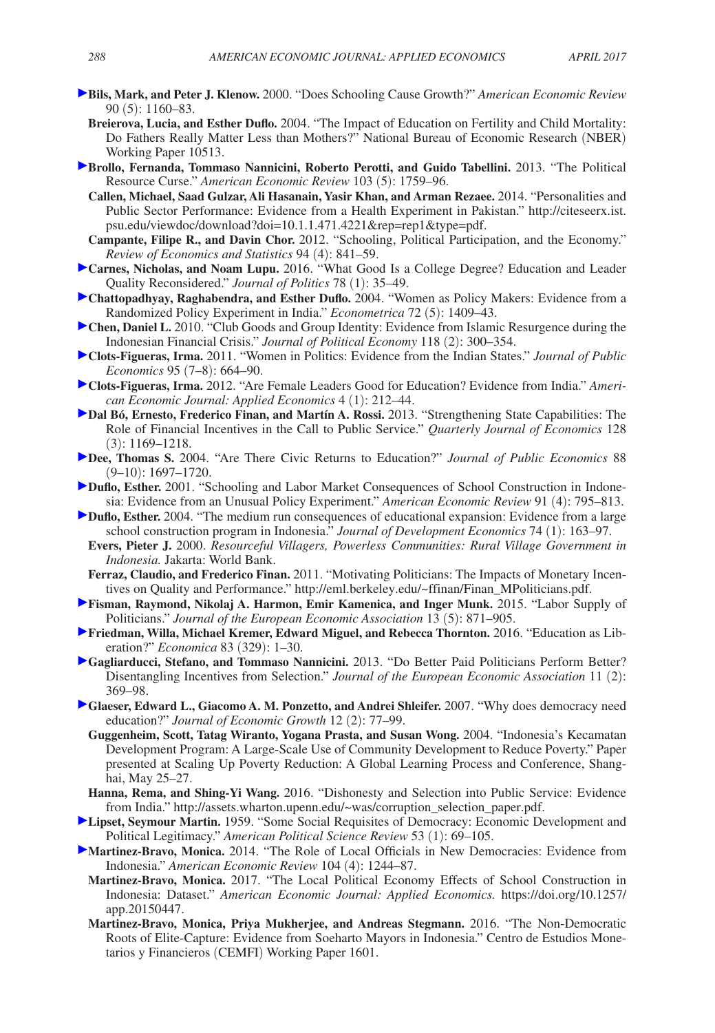**Bils, Mark, and Peter J. Klenow.** 2000. "Does Schooling Cause Growth?" *American Economic Review* 90 (5): 1160–83.

**Breierova, Lucia, and Esther Duflo.** 2004. "The Impact of Education on Fertility and Child Mortality: Do Fathers Really Matter Less than Mothers?" National Bureau of Economic Research (NBER) Working Paper 10513.

**Brollo, Fernanda, Tommaso Nannicini, Roberto Perotti, and Guido Tabellini.** 2013. "The Political Resource Curse." *American Economic Review* 103 (5): 1759–96.

**Callen, Michael, Saad Gulzar, Ali Hasanain, Yasir Khan, and Arman Rezaee.** 2014. "Personalities and Public Sector Performance: Evidence from a Health Experiment in Pakistan." http://citeseerx.ist.psu.edu/viewdoc/download?doi=10.1.1.471.4221&rep=rep1&type=pdf.

**Campante, Filipe R., and Davin Chor.** 2012. "Schooling, Political Participation, and the Economy." *Review of Economics and Statistics* 94 (4): 841–59.

**Carnes, Nicholas, and Noam Lupu.** 2016. "What Good Is a College Degree? Education and Leader Quality Reconsidered." *Journal of Politics* 78 (1): 35–49.

**Chattopadhyay, Raghabendra, and Esther Duflo.** 2004. "Women as Policy Makers: Evidence from a Randomized Policy Experiment in India." *Econometrica* 72 (5): 1409–43.

**Chen, Daniel L.** 2010. "Club Goods and Group Identity: Evidence from Islamic Resurgence during the Indonesian Financial Crisis." *Journal of Political Economy* 118 (2): 300–354.

**Clots-Figueras, Irma.** 2011. "Women in Politics: Evidence from the Indian States." *Journal of Public Economics* 95 (7–8): 664–90.

**Clots-Figueras, Irma.** 2012. "Are Female Leaders Good for Education? Evidence from India." *American Economic Journal: Applied Economics* 4 (1): 212–44.

**Dal Bó, Ernesto, Frederico Finan, and Martín A. Rossi.** 2013. "Strengthening State Capabilities: The Role of Financial Incentives in the Call to Public Service." *Quarterly Journal of Economics* 128 (3): 1169–1218.

**Dee, Thomas S.** 2004. "Are There Civic Returns to Education?" *Journal of Public Economics* 88 (9–10): 1697–1720.

**Duflo, Esther.** 2001. "Schooling and Labor Market Consequences of School Construction in Indonesia: Evidence from an Unusual Policy Experiment." *American Economic Review* 91 (4): 795–813.

**Duflo, Esther.** 2004. "The medium run consequences of educational expansion: Evidence from a large school construction program in Indonesia." *Journal of Development Economics* 74 (1): 163–97.

**Evers, Pieter J.** 2000. *Resourceful Villagers, Powerless Communities: Rural Village Government in Indonesia.* Jakarta: World Bank.

**Ferraz, Claudio, and Frederico Finan.** 2011. "Motivating Politicians: The Impacts of Monetary Incentives on Quality and Performance." http://eml.berkeley.edu/~ffinan/Finan_MPoliticians.pdf.

**Fisman, Raymond, Nikolaj A. Harmon, Emir Kamenica, and Inger Munk.** 2015. "Labor Supply of Politicians." *Journal of the European Economic Association* 13 (5): 871–905.

**Friedman, Willa, Michael Kremer, Edward Miguel, and Rebecca Thornton.** 2016. "Education as Liberation?" *Economica* 83 (329): 1–30.

**Gagliarducci, Stefano, and Tommaso Nannicini.** 2013. "Do Better Paid Politicians Perform Better? Disentangling Incentives from Selection." *Journal of the European Economic Association* 11 (2): 369–98.

**Glaeser, Edward L., Giacomo A. M. Ponzetto, and Andrei Shleifer.** 2007. "Why does democracy need education?" *Journal of Economic Growth* 12 (2): 77–99.

**Guggenheim, Scott, Tatag Wiranto, Yogana Prasta, and Susan Wong.** 2004. "Indonesia's Kecamatan Development Program: A Large-Scale Use of Community Development to Reduce Poverty." Paper presented at Scaling Up Poverty Reduction: A Global Learning Process and Conference, Shanghai, May 25–27.

**Hanna, Rema, and Shing-Yi Wang.** 2016. "Dishonesty and Selection into Public Service: Evidence from India." http://assets.wharton.upenn.edu/~was/corruption_selection_paper.pdf.

**Lipset, Seymour Martin.** 1959. "Some Social Requisites of Democracy: Economic Development and Political Legitimacy." *American Political Science Review* 53 (1): 69–105.

**Martinez-Bravo, Monica.** 2014. "The Role of Local Officials in New Democracies: Evidence from Indonesia." *American Economic Review* 104 (4): 1244–87.

**Martinez-Bravo, Monica.** 2017. "The Local Political Economy Effects of School Construction in Indonesia: Dataset." *American Economic Journal: Applied Economics.* https://doi.org/10.1257/app.20150447.

**Martinez-Bravo, Monica, Priya Mukherjee, and Andreas Stegmann.** 2016. "The Non-Democratic Roots of Elite-Capture: Evidence from Soeharto Mayors in Indonesia." Centro de Estudios Monetarios y Financieros (CEMFI) Working Paper 1601.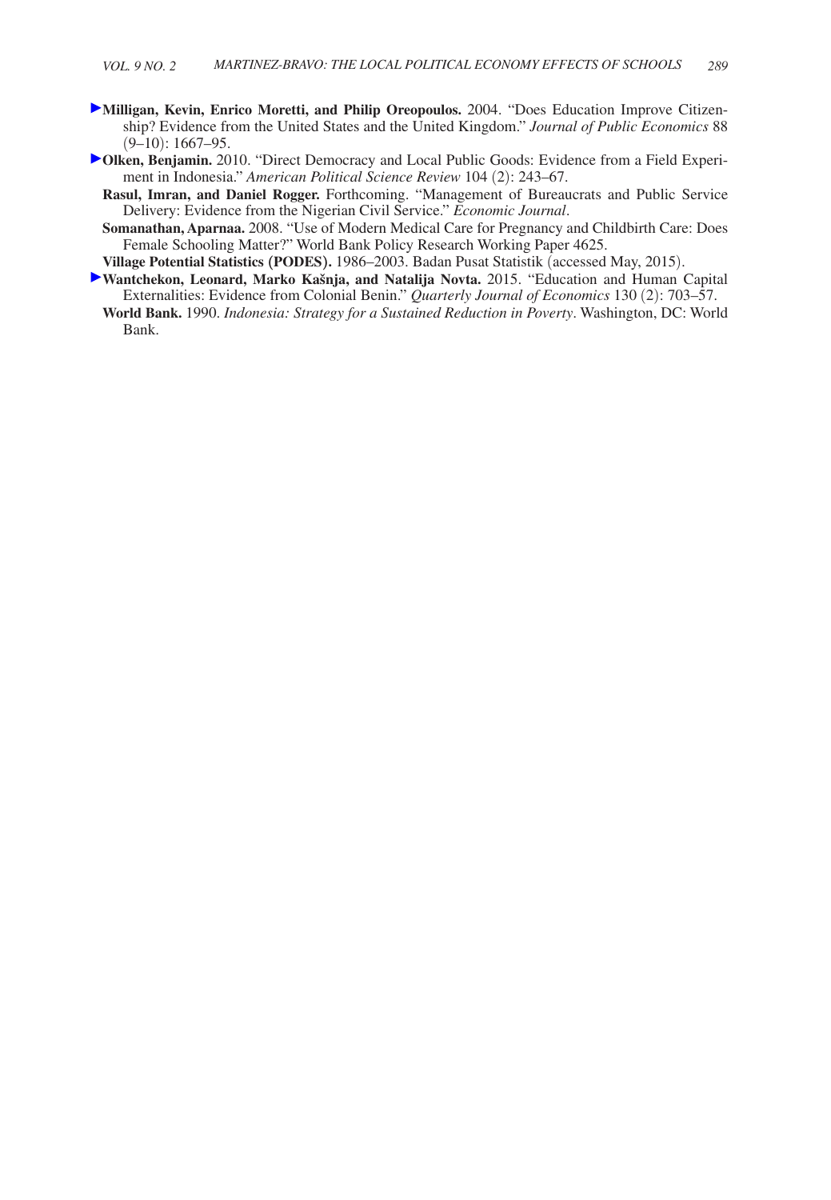**Milligan, Kevin, Enrico Moretti, and Philip Oreopoulos.** 2004. "Does Education Improve Citizenship? Evidence from the United States and the United Kingdom." *Journal of Public Economics* 88 (9–10): 1667–95.

**Olken, Benjamin.** 2010. "Direct Democracy and Local Public Goods: Evidence from a Field Experiment in Indonesia." *American Political Science Review* 104 (2): 243–67.

**Rasul, Imran, and Daniel Rogger.** Forthcoming. "Management of Bureaucrats and Public Service Delivery: Evidence from the Nigerian Civil Service." *Economic Journal*.

**Somanathan, Aparnaa.** 2008. "Use of Modern Medical Care for Pregnancy and Childbirth Care: Does Female Schooling Matter?" World Bank Policy Research Working Paper 4625.

**Village Potential Statistics (PODES).** 1986–2003. Badan Pusat Statistik (accessed May, 2015).

**Wantchekon, Leonard, Marko Kašnja, and Natalija Novta.** 2015. "Education and Human Capital Externalities: Evidence from Colonial Benin." *Quarterly Journal of Economics* 130 (2): 703–57.

**World Bank.** 1990. *Indonesia: Strategy for a Sustained Reduction in Poverty*. Washington, DC: World Bank.